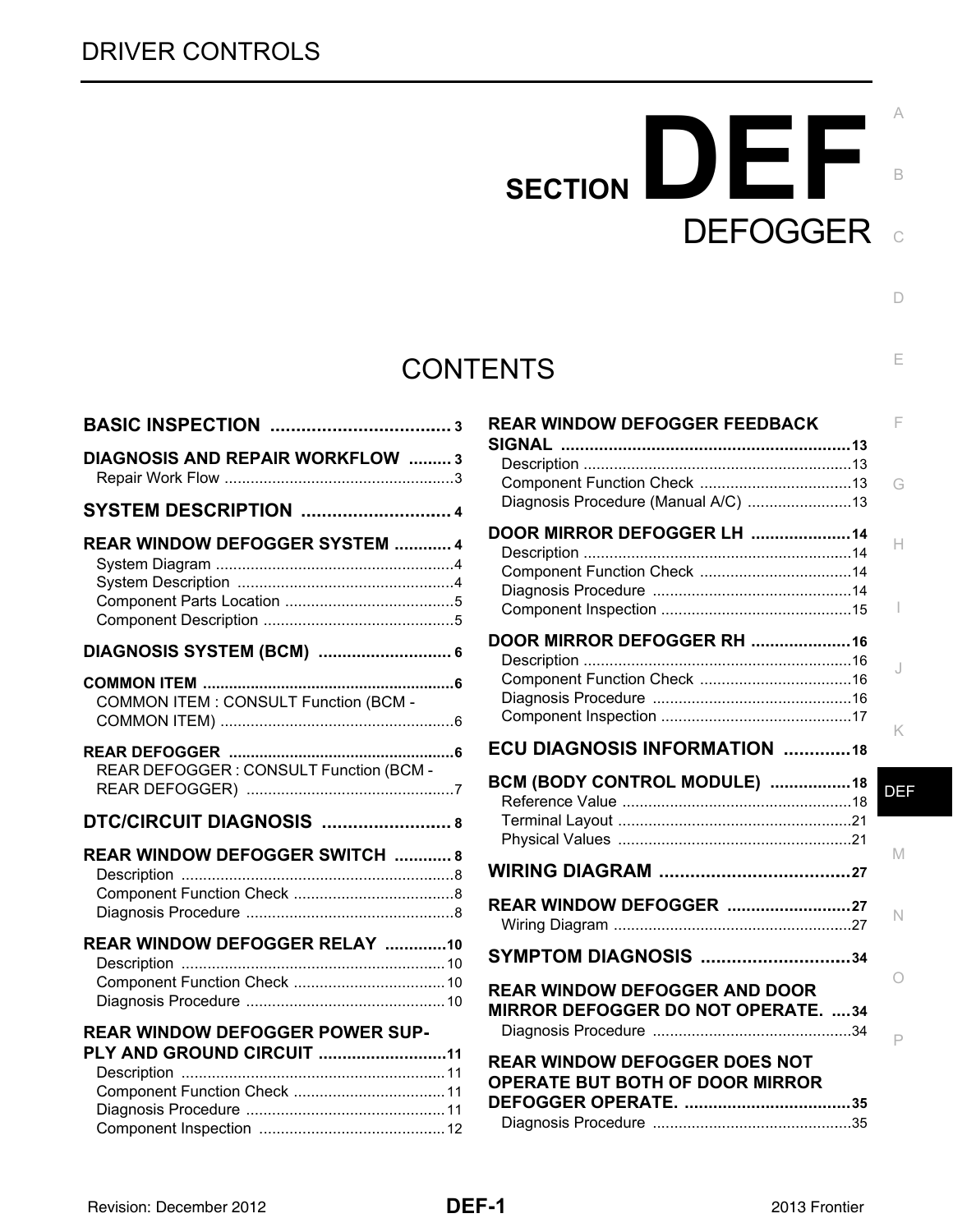DRIVER CONTROLS

# SECTION DEF

# DEFOGGER

## CONTENTS

**BASIC INSPECTION** .................................... 3

**DIAGNOSIS AND REPAIR WORKFLOW** .......... 3
- Repair Work Flow ..................................................... 3

**SYSTEM DESCRIPTION** .............................. 4

**REAR WINDOW DEFOGGER SYSTEM** ............ 4
- System Diagram ....................................................... 4
- System Description ................................................... 4
- Component Parts Location ....................................... 5
- Component Description ............................................ 5

**DIAGNOSIS SYSTEM (BCM)** ............................ 6

**COMMON ITEM** ........................................................... 6
- COMMON ITEM : CONSULT Function (BCM - COMMON ITEM) ...................................................... 6

**REAR DEFOGGER** ..................................................... 6
- REAR DEFOGGER : CONSULT Function (BCM - REAR DEFOGGER) ................................................ 7

**DTC/CIRCUIT DIAGNOSIS** .......................... 8

**REAR WINDOW DEFOGGER SWITCH** ............ 8
- Description ............................................................... 8
- Component Function Check ..................................... 8
- Diagnosis Procedure ................................................ 8

**REAR WINDOW DEFOGGER RELAY** ............. 10
- Description ............................................................. 10
- Component Function Check ................................... 10
- Diagnosis Procedure .............................................. 10

**REAR WINDOW DEFOGGER POWER SUPPLY AND GROUND CIRCUIT** ............................ 11
- Description ............................................................. 11
- Component Function Check ................................... 11
- Diagnosis Procedure .............................................. 11
- Component Inspection ........................................... 12

**REAR WINDOW DEFOGGER FEEDBACK SIGNAL** ............................................................. 13
- Description ............................................................. 13
- Component Function Check ................................... 13
- Diagnosis Procedure (Manual A/C) ........................ 13

**DOOR MIRROR DEFOGGER LH** ..................... 14
- Description ............................................................. 14
- Component Function Check ................................... 14
- Diagnosis Procedure .............................................. 14
- Component Inspection ............................................ 15

**DOOR MIRROR DEFOGGER RH** ..................... 16
- Description ............................................................. 16
- Component Function Check ................................... 16
- Diagnosis Procedure .............................................. 16
- Component Inspection ............................................ 17

**ECU DIAGNOSIS INFORMATION** ............. 18

**BCM (BODY CONTROL MODULE)** ................. 18
- Reference Value ..................................................... 18
- Terminal Layout ...................................................... 21
- Physical Values ...................................................... 21

**WIRING DIAGRAM** ..................................... 27

**REAR WINDOW DEFOGGER** .......................... 27
- Wiring Diagram ....................................................... 27

**SYMPTOM DIAGNOSIS** ............................. 34

**REAR WINDOW DEFOGGER AND DOOR MIRROR DEFOGGER DO NOT OPERATE.** .... 34
- Diagnosis Procedure .............................................. 34

**REAR WINDOW DEFOGGER DOES NOT OPERATE BUT BOTH OF DOOR MIRROR DEFOGGER OPERATE.** ................................... 35
- Diagnosis Procedure .............................................. 35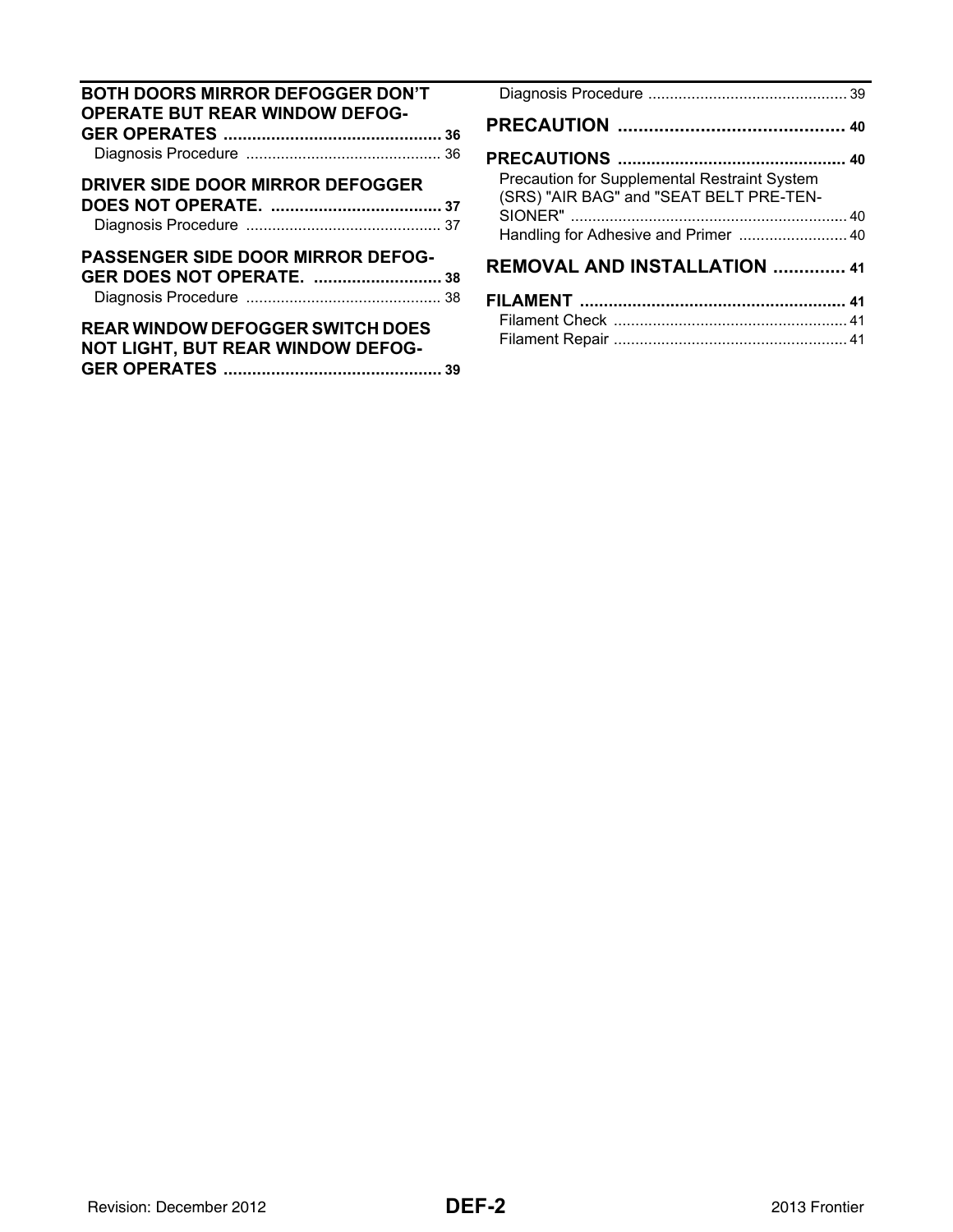**BOTH DOORS MIRROR DEFOGGER DON'T OPERATE BUT REAR WINDOW DEFOGGER OPERATES** .............................................. 36

Diagnosis Procedure ............................................. 36

**DRIVER SIDE DOOR MIRROR DEFOGGER DOES NOT OPERATE.** .................................... 37

Diagnosis Procedure ............................................. 37

**PASSENGER SIDE DOOR MIRROR DEFOGGER DOES NOT OPERATE.** ........................... 38

Diagnosis Procedure ............................................. 38

**REAR WINDOW DEFOGGER SWITCH DOES NOT LIGHT, BUT REAR WINDOW DEFOGGER OPERATES** .............................................. 39

Diagnosis Procedure ............................................. 39

## PRECAUTION ............................................ 40

**PRECAUTIONS** ............................................... 40

Precaution for Supplemental Restraint System (SRS) "AIR BAG" and "SEAT BELT PRE-TENSIONER" ................................................................ 40

Handling for Adhesive and Primer ......................... 40

## REMOVAL AND INSTALLATION .............. 41

**FILAMENT** ....................................................... 41

Filament Check ...................................................... 41

Filament Repair ...................................................... 41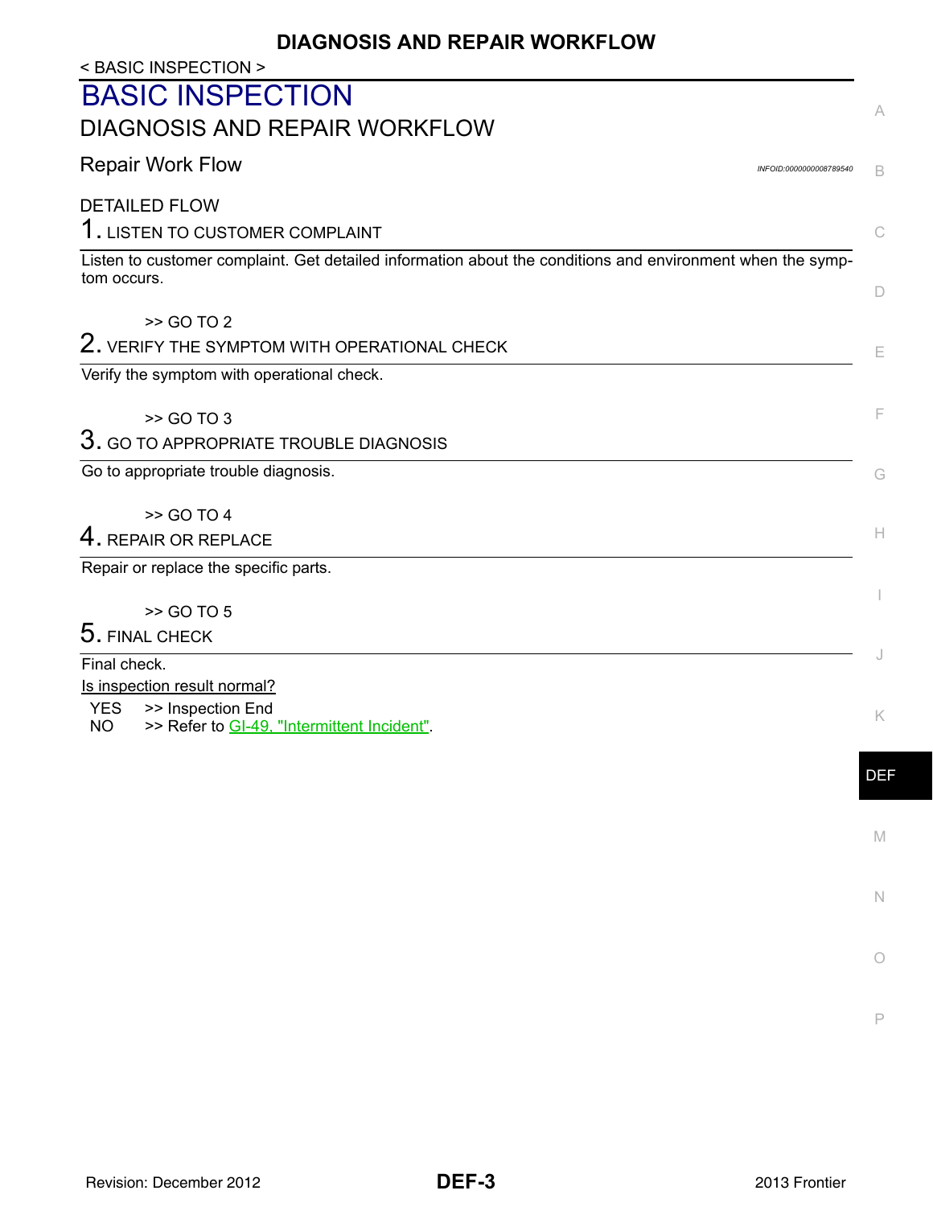# BASIC INSPECTION

## DIAGNOSIS AND REPAIR WORKFLOW

### Repair Work Flow

INFOID:0000000008789540

DETAILED FLOW

**1. LISTEN TO CUSTOMER COMPLAINT**

Listen to customer complaint. Get detailed information about the conditions and environment when the symptom occurs.

>> GO TO 2

**2. VERIFY THE SYMPTOM WITH OPERATIONAL CHECK**

Verify the symptom with operational check.

>> GO TO 3

**3. GO TO APPROPRIATE TROUBLE DIAGNOSIS**

Go to appropriate trouble diagnosis.

>> GO TO 4

**4. REPAIR OR REPLACE**

Repair or replace the specific parts.

>> GO TO 5

**5. FINAL CHECK**

Final check.

Is inspection result normal?

YES >> Inspection End
NO >> Refer to GI-49, "Intermittent Incident".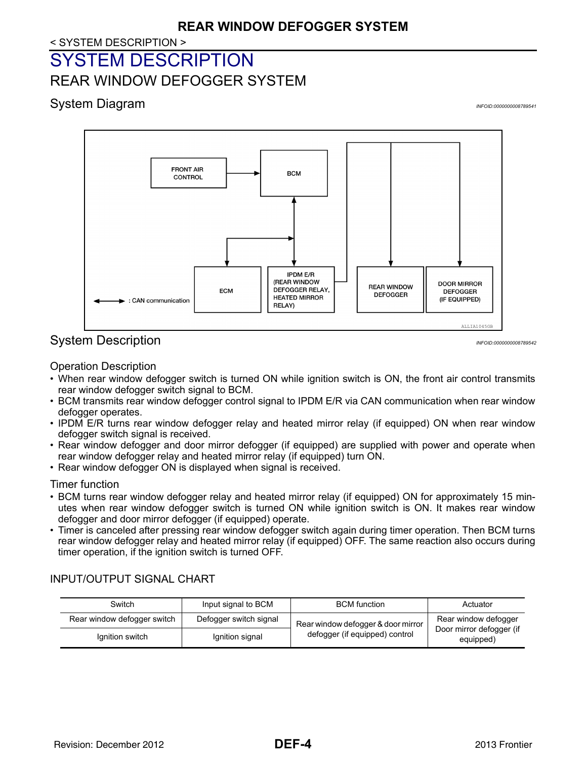# SYSTEM DESCRIPTION

## REAR WINDOW DEFOGGER SYSTEM

### System Diagram

INFOID:0000000008789541

FRONT AIR CONTROL

BCM

ECM

IPDM E/R (REAR WINDOW DEFOGGER RELAY, HEATED MIRROR RELAY)

REAR WINDOW DEFOGGER

DOOR MIRROR DEFOGGER (IF EQUIPPED)

: CAN communication

ALLIA1045GB

### System Description

INFOID:0000000008789542

Operation Description

- When rear window defogger switch is turned ON while ignition switch is ON, the front air control transmits rear window defogger switch signal to BCM.
- BCM transmits rear window defogger control signal to IPDM E/R via CAN communication when rear window defogger operates.
- IPDM E/R turns rear window defogger relay and heated mirror relay (if equipped) ON when rear window defogger switch signal is received.
- Rear window defogger and door mirror defogger (if equipped) are supplied with power and operate when rear window defogger relay and heated mirror relay (if equipped) turn ON.
- Rear window defogger ON is displayed when signal is received.

Timer function

- BCM turns rear window defogger relay and heated mirror relay (if equipped) ON for approximately 15 minutes when rear window defogger switch is turned ON while ignition switch is ON. It makes rear window defogger and door mirror defogger (if equipped) operate.
- Timer is canceled after pressing rear window defogger switch again during timer operation. Then BCM turns rear window defogger relay and heated mirror relay (if equipped) OFF. The same reaction also occurs during timer operation, if the ignition switch is turned OFF.

INPUT/OUTPUT SIGNAL CHART

| Switch | Input signal to BCM | BCM function | Actuator |
|---|---|---|---|
| Rear window defogger switch | Defogger switch signal | Rear window defogger & door mirror defogger (if equipped) control | Rear window defogger<br>Door mirror defogger (if equipped) |
| Ignition switch | Ignition signal | | |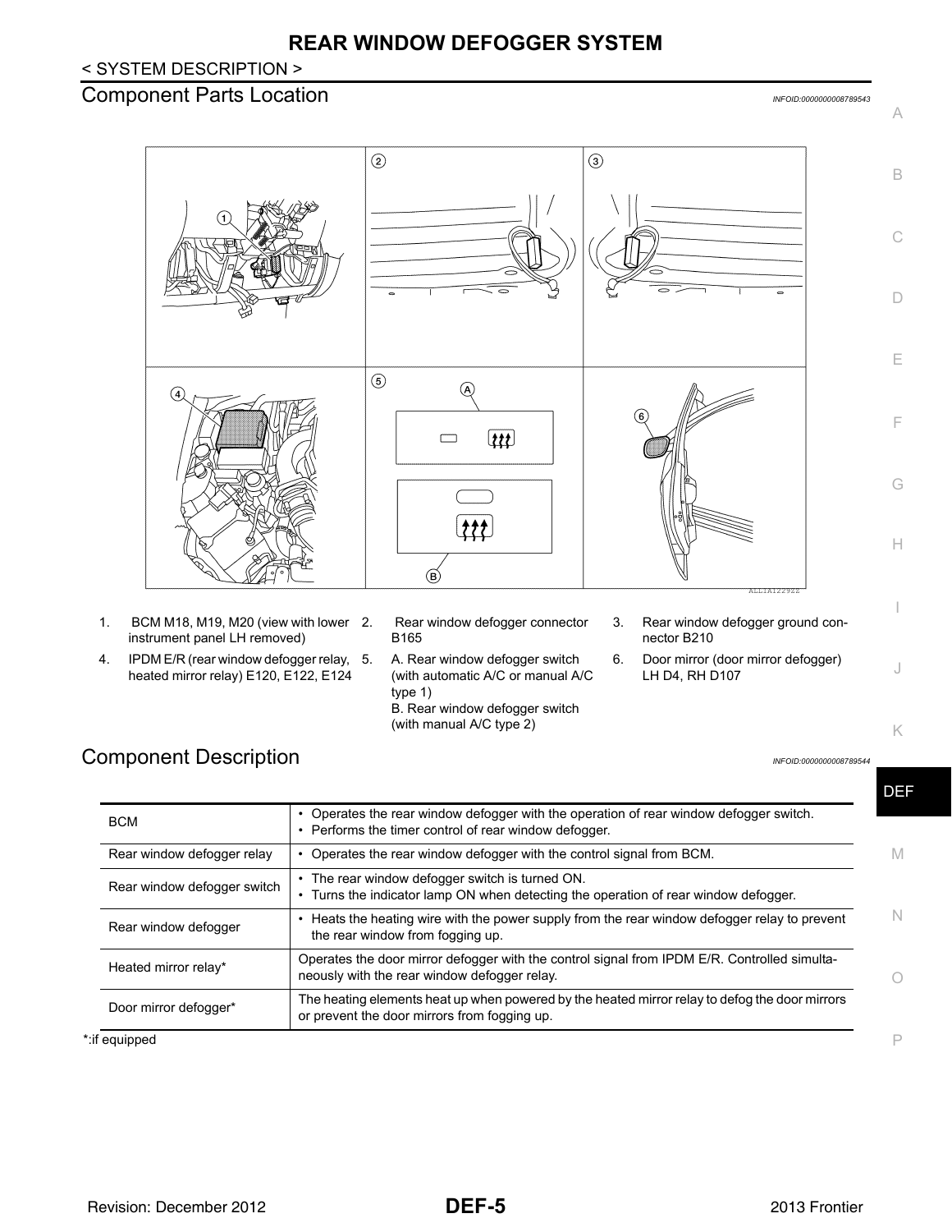# REAR WINDOW DEFOGGER SYSTEM

< SYSTEM DESCRIPTION >

## Component Parts Location

INFOID:0000000008789543

1. BCM M18, M19, M20 (view with lower instrument panel LH removed)
2. Rear window defogger connector B165
3. Rear window defogger ground connector B210
4. IPDM E/R (rear window defogger relay, heated mirror relay) E120, E122, E124
5. A. Rear window defogger switch (with automatic A/C or manual A/C type 1)
   B. Rear window defogger switch (with manual A/C type 2)
6. Door mirror (door mirror defogger) LH D4, RH D107

## Component Description

INFOID:0000000008789544

| | |
|---|---|
| BCM | • Operates the rear window defogger with the operation of rear window defogger switch.<br>• Performs the timer control of rear window defogger. |
| Rear window defogger relay | • Operates the rear window defogger with the control signal from BCM. |
| Rear window defogger switch | • The rear window defogger switch is turned ON.<br>• Turns the indicator lamp ON when detecting the operation of rear window defogger. |
| Rear window defogger | • Heats the heating wire with the power supply from the rear window defogger relay to prevent the rear window from fogging up. |
| Heated mirror relay* | Operates the door mirror defogger with the control signal from IPDM E/R. Controlled simultaneously with the rear window defogger relay. |
| Door mirror defogger* | The heating elements heat up when powered by the heated mirror relay to defog the door mirrors or prevent the door mirrors from fogging up. |

*:if equipped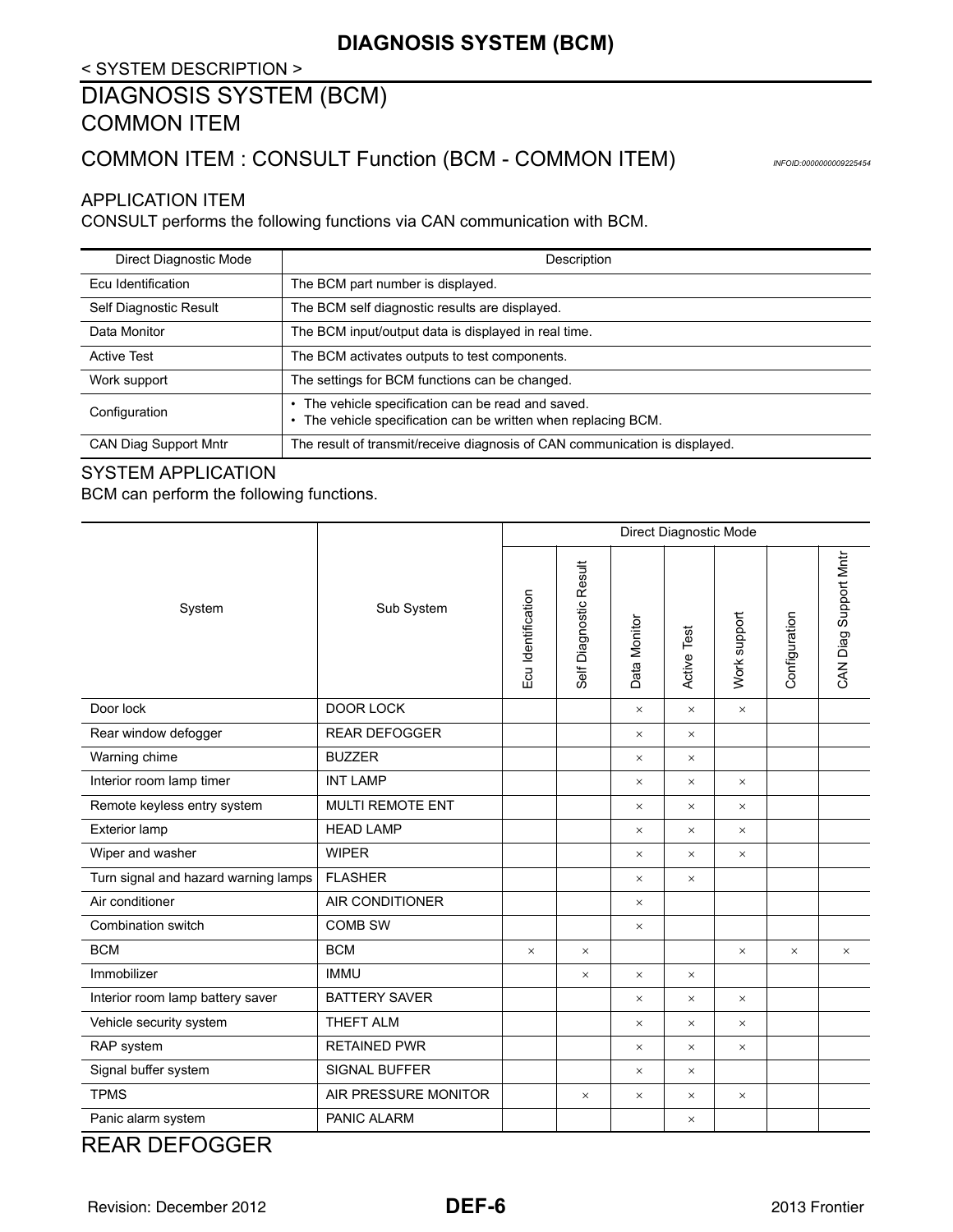< SYSTEM DESCRIPTION >

# DIAGNOSIS SYSTEM (BCM)

## COMMON ITEM

### COMMON ITEM : CONSULT Function (BCM - COMMON ITEM)

*INFOID:0000000009225454*

APPLICATION ITEM

CONSULT performs the following functions via CAN communication with BCM.

| Direct Diagnostic Mode | Description |
|---|---|
| Ecu Identification | The BCM part number is displayed. |
| Self Diagnostic Result | The BCM self diagnostic results are displayed. |
| Data Monitor | The BCM input/output data is displayed in real time. |
| Active Test | The BCM activates outputs to test components. |
| Work support | The settings for BCM functions can be changed. |
| Configuration | • The vehicle specification can be read and saved.<br>• The vehicle specification can be written when replacing BCM. |
| CAN Diag Support Mntr | The result of transmit/receive diagnosis of CAN communication is displayed. |

SYSTEM APPLICATION

BCM can perform the following functions.

| System | Sub System | Direct Diagnostic Mode | | | | | | |
|---|---|---|---|---|---|---|---|---|
| | | Ecu Identification | Self Diagnostic Result | Data Monitor | Active Test | Work support | Configuration | CAN Diag Support Mntr |
| Door lock | DOOR LOCK | | | × | × | × | | |
| Rear window defogger | REAR DEFOGGER | | | × | × | | | |
| Warning chime | BUZZER | | | × | × | | | |
| Interior room lamp timer | INT LAMP | | | × | × | × | | |
| Remote keyless entry system | MULTI REMOTE ENT | | | × | × | × | | |
| Exterior lamp | HEAD LAMP | | | × | × | × | | |
| Wiper and washer | WIPER | | | × | × | × | | |
| Turn signal and hazard warning lamps | FLASHER | | | × | × | | | |
| Air conditioner | AIR CONDITIONER | | | × | | | | |
| Combination switch | COMB SW | | | × | | | | |
| BCM | BCM | × | × | | | × | × | × |
| Immobilizer | IMMU | | × | × | × | | | |
| Interior room lamp battery saver | BATTERY SAVER | | | × | × | × | | |
| Vehicle security system | THEFT ALM | | | × | × | × | | |
| RAP system | RETAINED PWR | | | × | × | × | | |
| Signal buffer system | SIGNAL BUFFER | | | × | × | | | |
| TPMS | AIR PRESSURE MONITOR | | × | × | × | × | | |
| Panic alarm system | PANIC ALARM | | | | × | | | |

## REAR DEFOGGER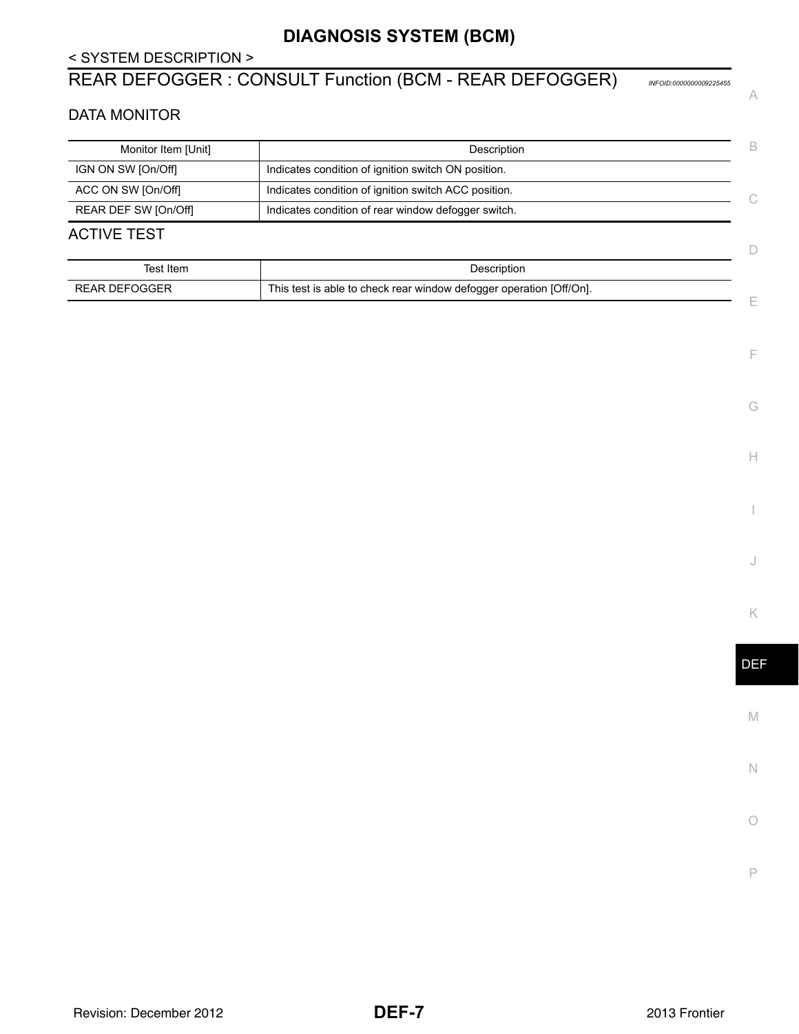## REAR DEFOGGER : CONSULT Function (BCM - REAR DEFOGGER)

INFOID:0000000009225455

### DATA MONITOR

| Monitor Item [Unit] | Description |
|---|---|
| IGN ON SW [On/Off] | Indicates condition of ignition switch ON position. |
| ACC ON SW [On/Off] | Indicates condition of ignition switch ACC position. |
| REAR DEF SW [On/Off] | Indicates condition of rear window defogger switch. |

### ACTIVE TEST

| Test Item | Description |
|---|---|
| REAR DEFOGGER | This test is able to check rear window defogger operation [Off/On]. |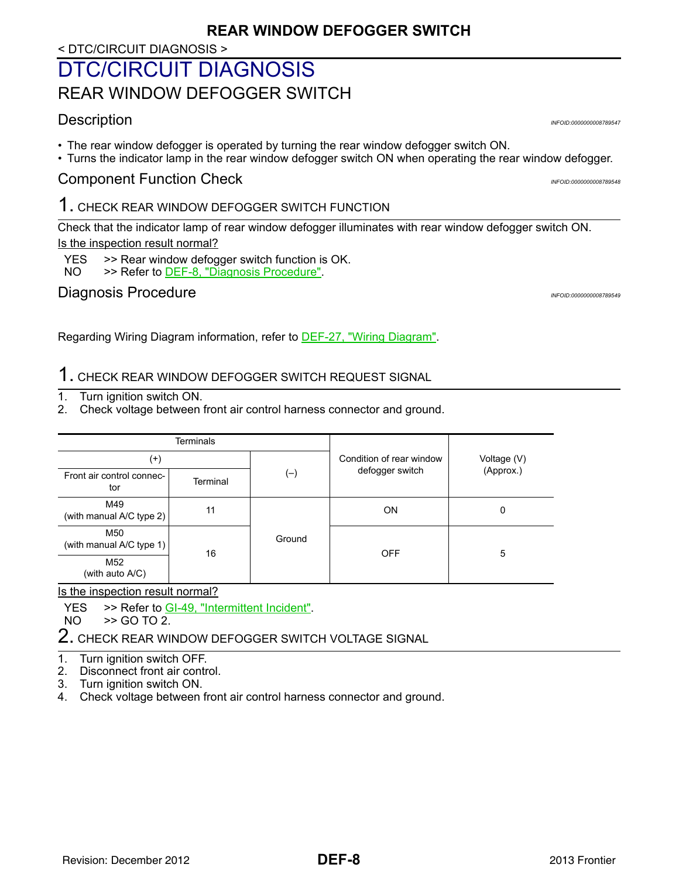< DTC/CIRCUIT DIAGNOSIS >

# DTC/CIRCUIT DIAGNOSIS

## REAR WINDOW DEFOGGER SWITCH

### Description

INFOID:0000000008789547

- The rear window defogger is operated by turning the rear window defogger switch ON.
- Turns the indicator lamp in the rear window defogger switch ON when operating the rear window defogger.

### Component Function Check

INFOID:0000000008789548

#### 1. CHECK REAR WINDOW DEFOGGER SWITCH FUNCTION

Check that the indicator lamp of rear window defogger illuminates with rear window defogger switch ON.

Is the inspection result normal?

YES >> Rear window defogger switch function is OK.
NO >> Refer to DEF-8, "Diagnosis Procedure".

### Diagnosis Procedure

INFOID:0000000008789549

Regarding Wiring Diagram information, refer to DEF-27, "Wiring Diagram".

#### 1. CHECK REAR WINDOW DEFOGGER SWITCH REQUEST SIGNAL

1. Turn ignition switch ON.
2. Check voltage between front air control harness connector and ground.

| Terminals | | | Condition of rear window defogger switch | Voltage (V) (Approx.) |
|---|---|---|---|---|
| (+) | | (–) | | |
| Front air control connector | Terminal | | | |
| M49 (with manual A/C type 2) | 11 | Ground | ON | 0 |
| M50 (with manual A/C type 1) | 16 | | OFF | 5 |
| M52 (with auto A/C) | | | | |

Is the inspection result normal?

YES >> Refer to GI-49, "Intermittent Incident".
NO >> GO TO 2.

#### 2. CHECK REAR WINDOW DEFOGGER SWITCH VOLTAGE SIGNAL

1. Turn ignition switch OFF.
2. Disconnect front air control.
3. Turn ignition switch ON.
4. Check voltage between front air control harness connector and ground.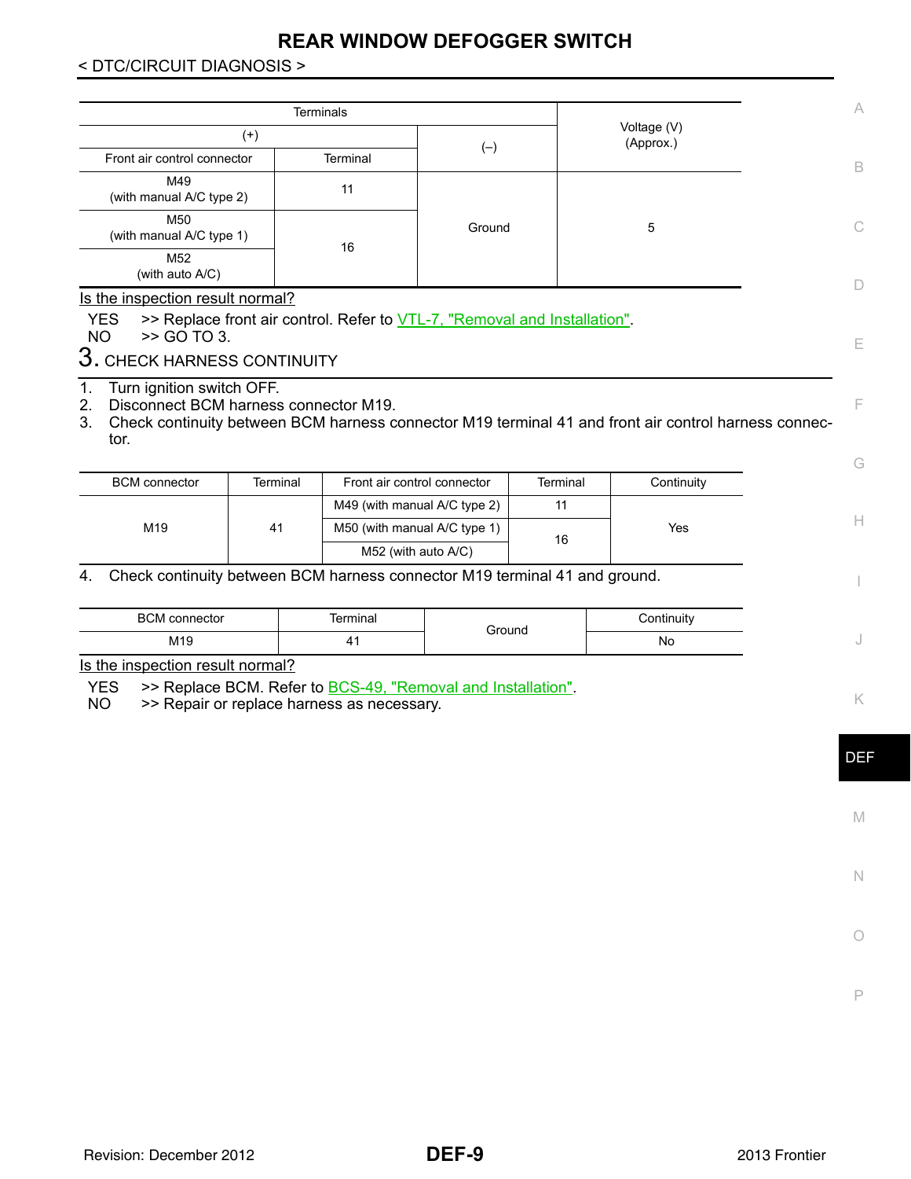# REAR WINDOW DEFOGGER SWITCH

< DTC/CIRCUIT DIAGNOSIS >

| Terminals | | | Voltage (V) (Approx.) |
|---|---|---|---|
| (+) | | (–) | |
| Front air control connector | Terminal | | |
| M49 (with manual A/C type 2) | 11 | Ground | 5 |
| M50 (with manual A/C type 1) | 16 | | |
| M52 (with auto A/C) | | | |

Is the inspection result normal?

YES >> Replace front air control. Refer to VTL-7, "Removal and Installation".
NO >> GO TO 3.

## 3. CHECK HARNESS CONTINUITY

1. Turn ignition switch OFF.
2. Disconnect BCM harness connector M19.
3. Check continuity between BCM harness connector M19 terminal 41 and front air control harness connector.

| BCM connector | Terminal | Front air control connector | Terminal | Continuity |
|---|---|---|---|---|
| M19 | 41 | M49 (with manual A/C type 2) | 11 | Yes |
| | | M50 (with manual A/C type 1) | 16 | |
| | | M52 (with auto A/C) | | |

4. Check continuity between BCM harness connector M19 terminal 41 and ground.

| BCM connector | Terminal | Ground | Continuity |
|---|---|---|---|
| M19 | 41 | | No |

Is the inspection result normal?

YES >> Replace BCM. Refer to BCS-49, "Removal and Installation".
NO >> Repair or replace harness as necessary.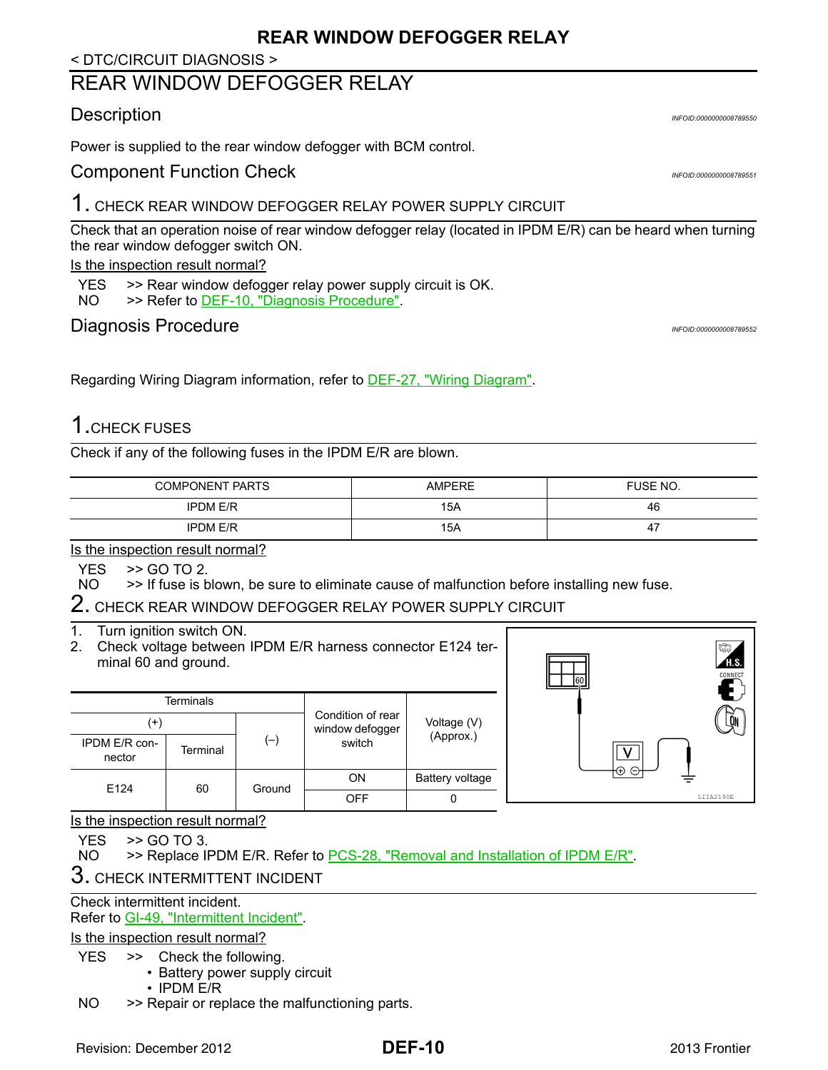< DTC/CIRCUIT DIAGNOSIS >

# REAR WINDOW DEFOGGER RELAY

## Description

*INFOID:0000000008789550*

Power is supplied to the rear window defogger with BCM control.

## Component Function Check

*INFOID:0000000008789551*

### 1. CHECK REAR WINDOW DEFOGGER RELAY POWER SUPPLY CIRCUIT

Check that an operation noise of rear window defogger relay (located in IPDM E/R) can be heard when turning the rear window defogger switch ON.

Is the inspection result normal?

YES >> Rear window defogger relay power supply circuit is OK.
NO >> Refer to DEF-10, "Diagnosis Procedure".

## Diagnosis Procedure

*INFOID:0000000008789552*

Regarding Wiring Diagram information, refer to DEF-27, "Wiring Diagram".

### 1. CHECK FUSES

Check if any of the following fuses in the IPDM E/R are blown.

| COMPONENT PARTS | AMPERE | FUSE NO. |
|---|---|---|
| IPDM E/R | 15A | 46 |
| IPDM E/R | 15A | 47 |

Is the inspection result normal?

YES >> GO TO 2.
NO >> If fuse is blown, be sure to eliminate cause of malfunction before installing new fuse.

### 2. CHECK REAR WINDOW DEFOGGER RELAY POWER SUPPLY CIRCUIT

1. Turn ignition switch ON.
2. Check voltage between IPDM E/R harness connector E124 terminal 60 and ground.

| Terminals | | | Condition of rear window defogger switch | Voltage (V) (Approx.) |
|---|---|---|---|---|
| (+) | | (–) | | |
| IPDM E/R connector | Terminal | | | |
| E124 | 60 | Ground | ON | Battery voltage |
| | | | OFF | 0 |

60
H.S.
CONNECT
ON
V
LIIA2190E

Is the inspection result normal?

YES >> GO TO 3.
NO >> Replace IPDM E/R. Refer to PCS-28, "Removal and Installation of IPDM E/R".

### 3. CHECK INTERMITTENT INCIDENT

Check intermittent incident.
Refer to GI-49, "Intermittent Incident".

Is the inspection result normal?

YES >> Check the following.
- Battery power supply circuit
- IPDM E/R

NO >> Repair or replace the malfunctioning parts.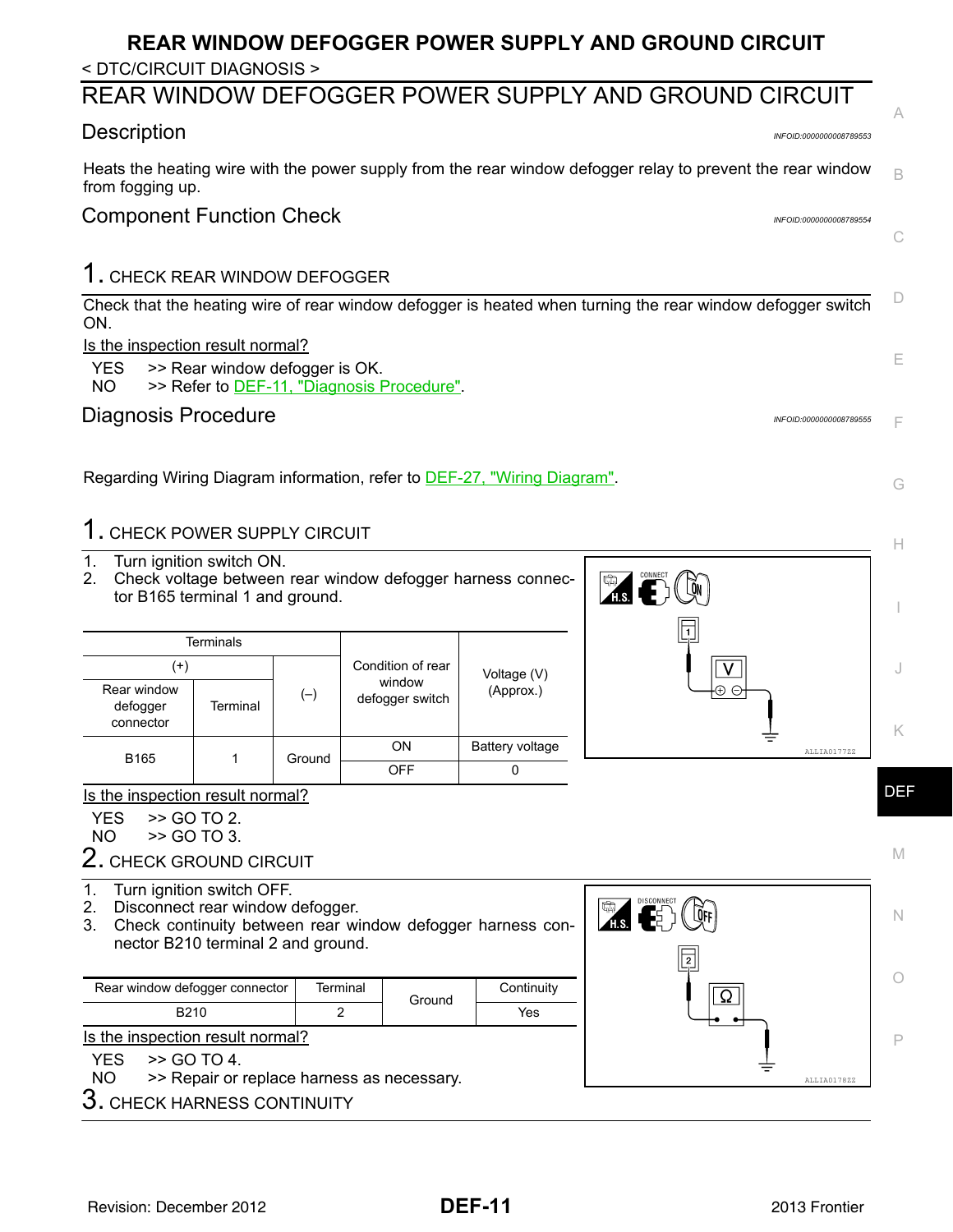# REAR WINDOW DEFOGGER POWER SUPPLY AND GROUND CIRCUIT

< DTC/CIRCUIT DIAGNOSIS >

## REAR WINDOW DEFOGGER POWER SUPPLY AND GROUND CIRCUIT

### Description

INFOID:0000000008789553

Heats the heating wire with the power supply from the rear window defogger relay to prevent the rear window from fogging up.

### Component Function Check

INFOID:0000000008789554

**1.** CHECK REAR WINDOW DEFOGGER

Check that the heating wire of rear window defogger is heated when turning the rear window defogger switch ON.

Is the inspection result normal?

YES >> Rear window defogger is OK.
NO >> Refer to DEF-11, "Diagnosis Procedure".

### Diagnosis Procedure

INFOID:0000000008789555

Regarding Wiring Diagram information, refer to DEF-27, "Wiring Diagram".

**1.** CHECK POWER SUPPLY CIRCUIT

1. Turn ignition switch ON.
2. Check voltage between rear window defogger harness connector B165 terminal 1 and ground.

| Terminals | | | Condition of rear window defogger switch | Voltage (V) (Approx.) |
|---|---|---|---|---|
| (+) | | (−) | | |
| Rear window defogger connector | Terminal | | | |
| B165 | 1 | Ground | ON | Battery voltage |
| | | | OFF | 0 |

ALLIA0177ZZ

Is the inspection result normal?

YES >> GO TO 2.
NO >> GO TO 3.

**2.** CHECK GROUND CIRCUIT

1. Turn ignition switch OFF.
2. Disconnect rear window defogger.
3. Check continuity between rear window defogger harness connector B210 terminal 2 and ground.

| Rear window defogger connector | Terminal | | Continuity |
|---|---|---|---|
| B210 | 2 | Ground | Yes |

ALLIA0178ZZ

Is the inspection result normal?

YES >> GO TO 4.
NO >> Repair or replace harness as necessary.

**3.** CHECK HARNESS CONTINUITY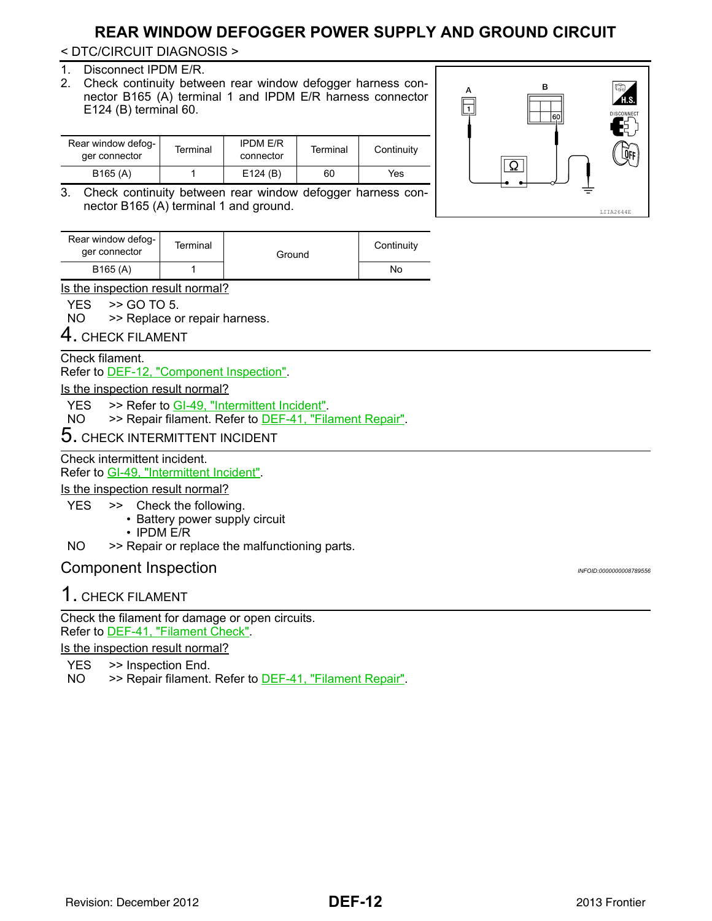# REAR WINDOW DEFOGGER POWER SUPPLY AND GROUND CIRCUIT

< DTC/CIRCUIT DIAGNOSIS >

1. Disconnect IPDM E/R.
2. Check continuity between rear window defogger harness connector B165 (A) terminal 1 and IPDM E/R harness connector E124 (B) terminal 60.

| Rear window defogger connector | Terminal | IPDM E/R connector | Terminal | Continuity |
|---|---|---|---|---|
| B165 (A) | 1 | E124 (B) | 60 | Yes |

3. Check continuity between rear window defogger harness connector B165 (A) terminal 1 and ground.

| Rear window defogger connector | Terminal | Ground | Continuity |
|---|---|---|---|
| B165 (A) | 1 | | No |

Is the inspection result normal?

YES >> GO TO 5.
NO >> Replace or repair harness.

## 4. CHECK FILAMENT

Check filament.
Refer to DEF-12, "Component Inspection".

Is the inspection result normal?

YES >> Refer to GI-49, "Intermittent Incident".
NO >> Repair filament. Refer to DEF-41, "Filament Repair".

## 5. CHECK INTERMITTENT INCIDENT

Check intermittent incident.
Refer to GI-49, "Intermittent Incident".

Is the inspection result normal?

YES >> Check the following.
- Battery power supply circuit
- IPDM E/R

NO >> Repair or replace the malfunctioning parts.

## Component Inspection

INFOID:0000000008789556

## 1. CHECK FILAMENT

Check the filament for damage or open circuits.
Refer to DEF-41, "Filament Check".

Is the inspection result normal?

YES >> Inspection End.
NO >> Repair filament. Refer to DEF-41, "Filament Repair".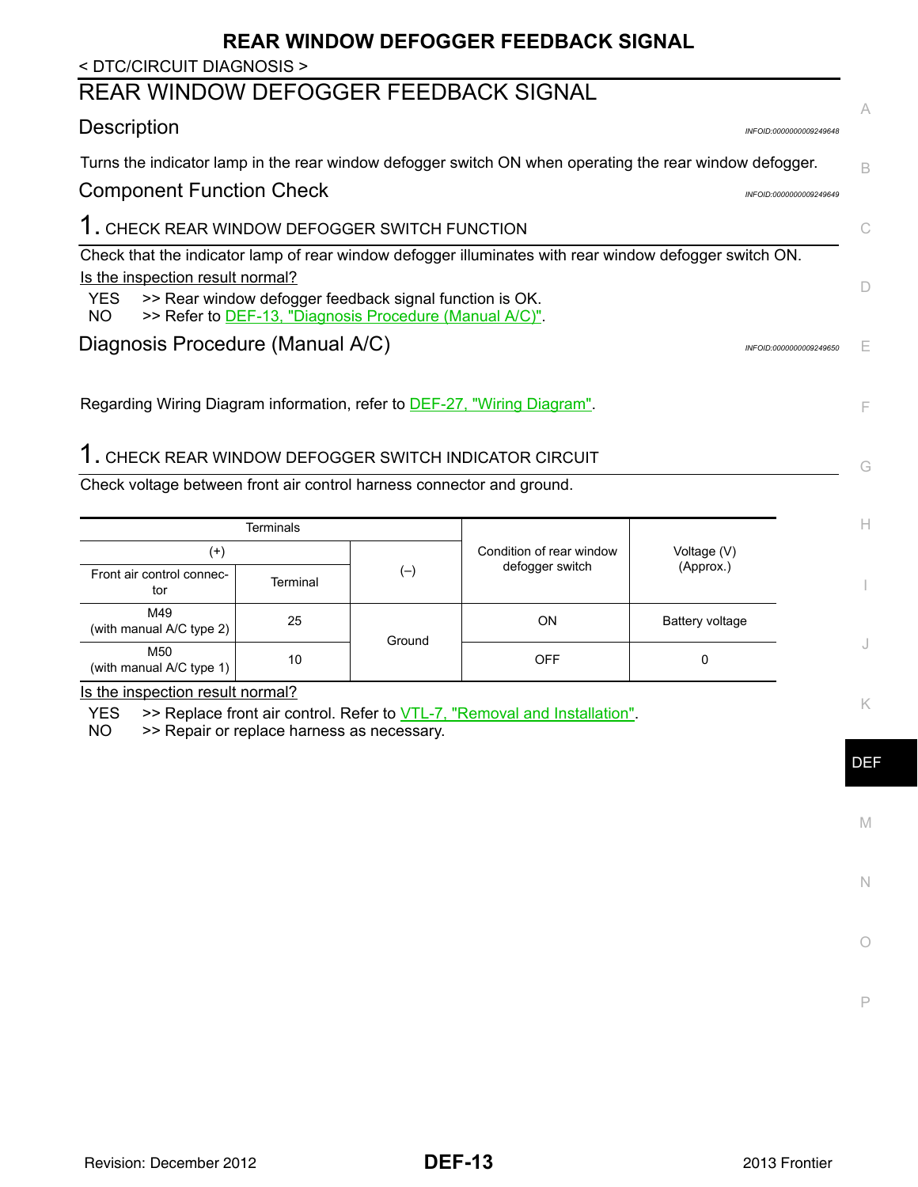## < DTC/CIRCUIT DIAGNOSIS >

# REAR WINDOW DEFOGGER FEEDBACK SIGNAL

## Description

INFOID:0000000009249648

Turns the indicator lamp in the rear window defogger switch ON when operating the rear window defogger.

## Component Function Check

INFOID:0000000009249649

### 1. CHECK REAR WINDOW DEFOGGER SWITCH FUNCTION

Check that the indicator lamp of rear window defogger illuminates with rear window defogger switch ON.

Is the inspection result normal?

YES >> Rear window defogger feedback signal function is OK.
NO >> Refer to DEF-13, "Diagnosis Procedure (Manual A/C)".

## Diagnosis Procedure (Manual A/C)

INFOID:0000000009249650

Regarding Wiring Diagram information, refer to DEF-27, "Wiring Diagram".

### 1. CHECK REAR WINDOW DEFOGGER SWITCH INDICATOR CIRCUIT

Check voltage between front air control harness connector and ground.

| Terminals | | | Condition of rear window defogger switch | Voltage (V) (Approx.) |
|---|---|---|---|---|
| (+) | | (–) | | |
| Front air control connector | Terminal | | | |
| M49 (with manual A/C type 2) | 25 | Ground | ON | Battery voltage |
| M50 (with manual A/C type 1) | 10 | | OFF | 0 |

Is the inspection result normal?

YES >> Replace front air control. Refer to VTL-7, "Removal and Installation".
NO >> Repair or replace harness as necessary.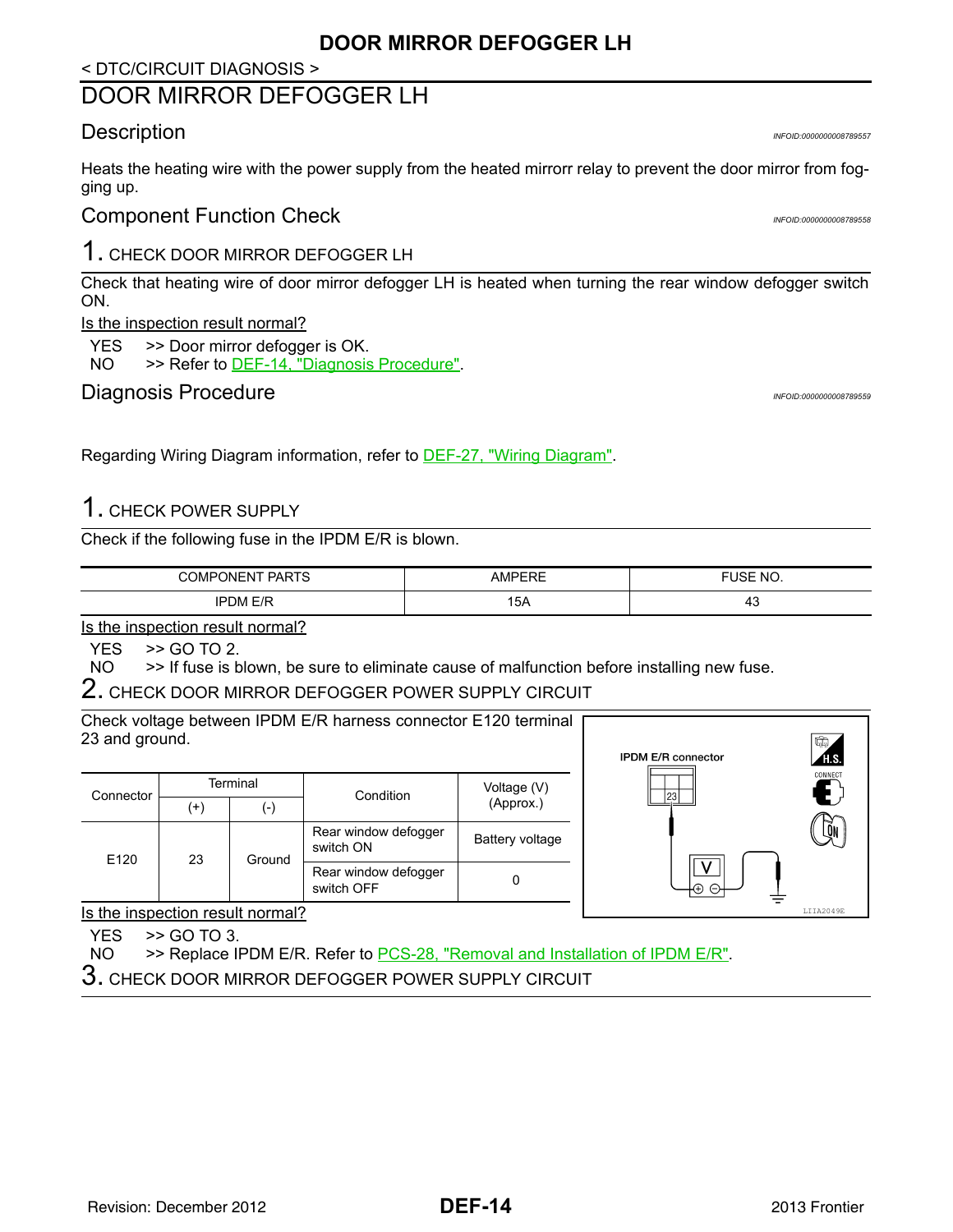< DTC/CIRCUIT DIAGNOSIS >

# DOOR MIRROR DEFOGGER LH

## Description

INFOID:0000000008789557

Heats the heating wire with the power supply from the heated mirrorr relay to prevent the door mirror from fogging up.

## Component Function Check

INFOID:0000000008789558

### 1. CHECK DOOR MIRROR DEFOGGER LH

Check that heating wire of door mirror defogger LH is heated when turning the rear window defogger switch ON.

Is the inspection result normal?

YES >> Door mirror defogger is OK.
NO >> Refer to DEF-14, "Diagnosis Procedure".

## Diagnosis Procedure

INFOID:0000000008789559

Regarding Wiring Diagram information, refer to DEF-27, "Wiring Diagram".

### 1. CHECK POWER SUPPLY

Check if the following fuse in the IPDM E/R is blown.

| COMPONENT PARTS | AMPERE | FUSE NO. |
|---|---|---|
| IPDM E/R | 15A | 43 |

Is the inspection result normal?

YES >> GO TO 2.
NO >> If fuse is blown, be sure to eliminate cause of malfunction before installing new fuse.

### 2. CHECK DOOR MIRROR DEFOGGER POWER SUPPLY CIRCUIT

Check voltage between IPDM E/R harness connector E120 terminal 23 and ground.

| Connector | Terminal | | Condition | Voltage (V) (Approx.) |
|---|---|---|---|---|
| | (+) | (-) | | |
| E120 | 23 | Ground | Rear window defogger switch ON | Battery voltage |
| | | | Rear window defogger switch OFF | 0 |

IPDM E/R connector
23
V
CONNECT
H.S.
ON
LIIA2049E

Is the inspection result normal?

YES >> GO TO 3.
NO >> Replace IPDM E/R. Refer to PCS-28, "Removal and Installation of IPDM E/R".

### 3. CHECK DOOR MIRROR DEFOGGER POWER SUPPLY CIRCUIT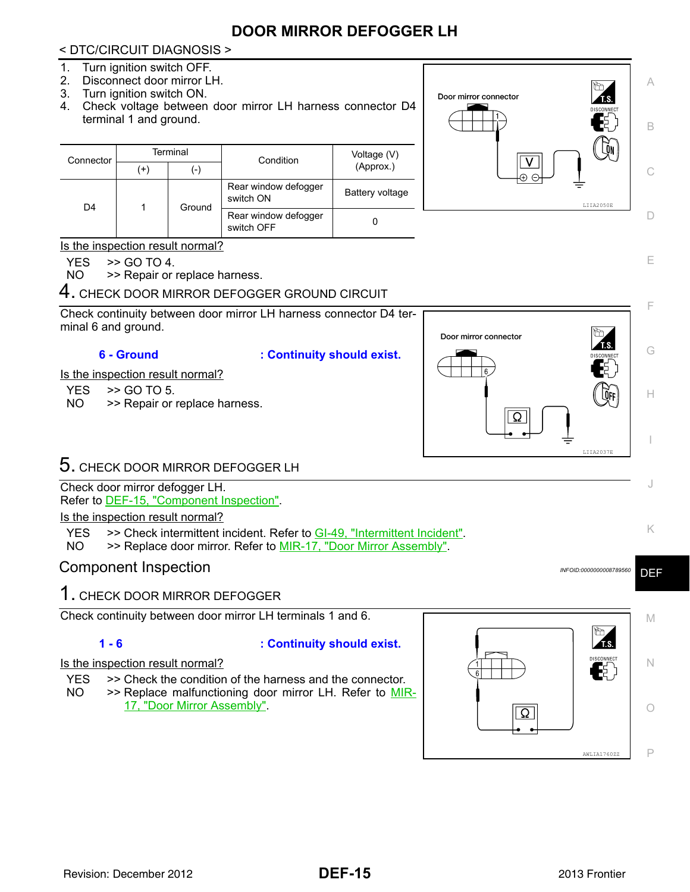# DOOR MIRROR DEFOGGER LH

< DTC/CIRCUIT DIAGNOSIS >

1. Turn ignition switch OFF.
2. Disconnect door mirror LH.
3. Turn ignition switch ON.
4. Check voltage between door mirror LH harness connector D4 terminal 1 and ground.

| Connector | Terminal | | Condition | Voltage (V) (Approx.) |
|---|---|---|---|---|
| | (+) | (-) | | |
| D4 | 1 | Ground | Rear window defogger switch ON | Battery voltage |
| | | | Rear window defogger switch OFF | 0 |

Is the inspection result normal?

YES >> GO TO 4.
NO >> Repair or replace harness.

## 4. CHECK DOOR MIRROR DEFOGGER GROUND CIRCUIT

Check continuity between door mirror LH harness connector D4 terminal 6 and ground.

**6 - Ground : Continuity should exist.**

Is the inspection result normal?

YES >> GO TO 5.
NO >> Repair or replace harness.

## 5. CHECK DOOR MIRROR DEFOGGER LH

Check door mirror defogger LH.
Refer to DEF-15, "Component Inspection".

Is the inspection result normal?

YES >> Check intermittent incident. Refer to GI-49, "Intermittent Incident".
NO >> Replace door mirror. Refer to MIR-17, "Door Mirror Assembly".

# Component Inspection

INFOID:0000000008789560

## 1. CHECK DOOR MIRROR DEFOGGER

Check continuity between door mirror LH terminals 1 and 6.

**1 - 6 : Continuity should exist.**

Is the inspection result normal?

YES >> Check the condition of the harness and the connector.
NO >> Replace malfunctioning door mirror LH. Refer to MIR-17, "Door Mirror Assembly".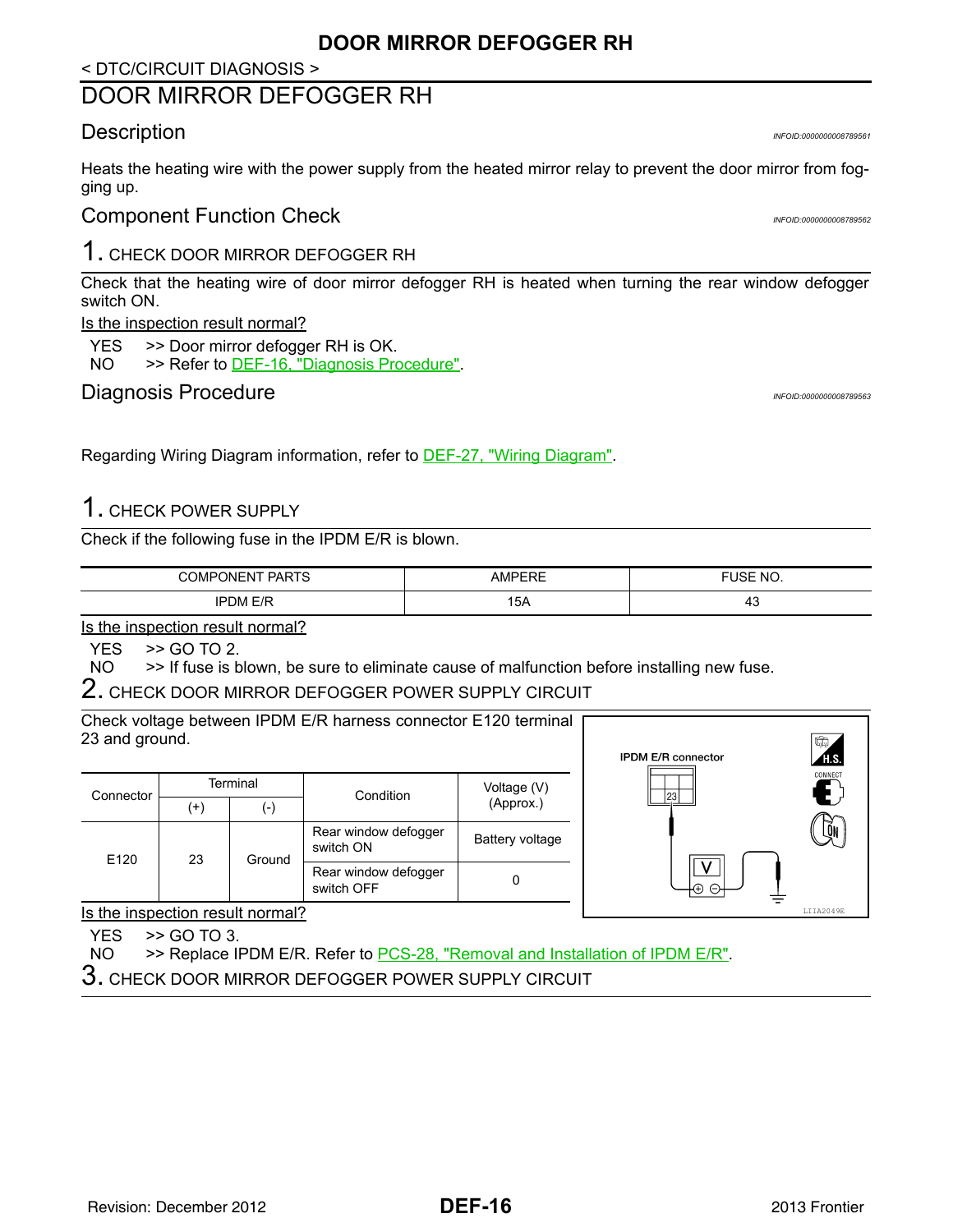< DTC/CIRCUIT DIAGNOSIS >

# DOOR MIRROR DEFOGGER RH

## Description

INFOID:0000000008789561

Heats the heating wire with the power supply from the heated mirror relay to prevent the door mirror from fogging up.

## Component Function Check

INFOID:0000000008789562

### 1. CHECK DOOR MIRROR DEFOGGER RH

Check that the heating wire of door mirror defogger RH is heated when turning the rear window defogger switch ON.

Is the inspection result normal?

- YES >> Door mirror defogger RH is OK.
- NO >> Refer to DEF-16, "Diagnosis Procedure".

## Diagnosis Procedure

INFOID:0000000008789563

Regarding Wiring Diagram information, refer to DEF-27, "Wiring Diagram".

### 1. CHECK POWER SUPPLY

Check if the following fuse in the IPDM E/R is blown.

| COMPONENT PARTS | AMPERE | FUSE NO. |
|---|---|---|
| IPDM E/R | 15A | 43 |

Is the inspection result normal?

- YES >> GO TO 2.
- NO >> If fuse is blown, be sure to eliminate cause of malfunction before installing new fuse.

### 2. CHECK DOOR MIRROR DEFOGGER POWER SUPPLY CIRCUIT

Check voltage between IPDM E/R harness connector E120 terminal 23 and ground.

| Connector | Terminal | | Condition | Voltage (V) (Approx.) |
|---|---|---|---|---|
| | (+) | (-) | | |
| E120 | 23 | Ground | Rear window defogger switch ON | Battery voltage |
| | | | Rear window defogger switch OFF | 0 |

IPDM E/R connector

23

V

H.S.

CONNECT

ON

LIIA2049E

Is the inspection result normal?

- YES >> GO TO 3.
- NO >> Replace IPDM E/R. Refer to PCS-28, "Removal and Installation of IPDM E/R".

### 3. CHECK DOOR MIRROR DEFOGGER POWER SUPPLY CIRCUIT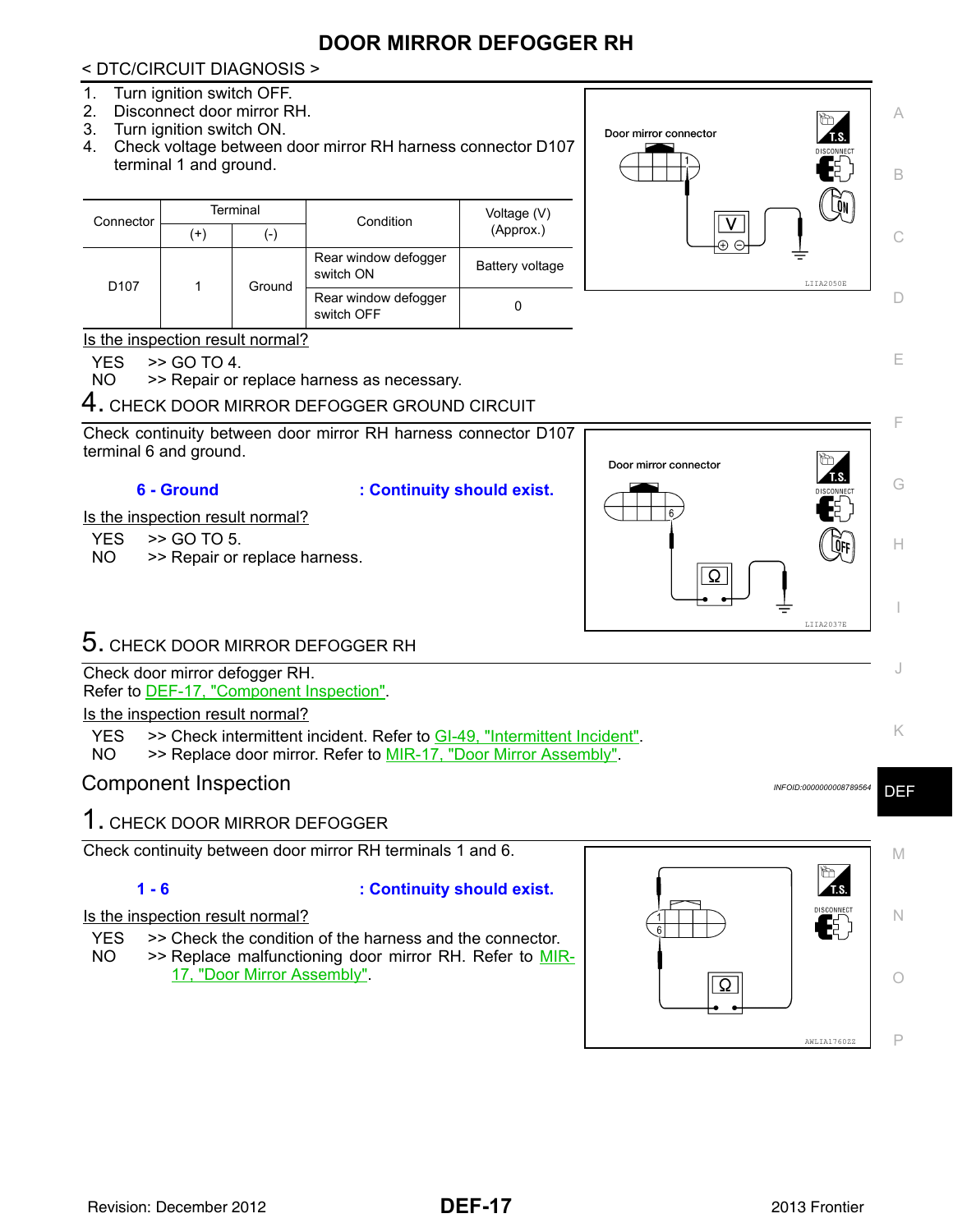# DOOR MIRROR DEFOGGER RH

< DTC/CIRCUIT DIAGNOSIS >

1. Turn ignition switch OFF.
2. Disconnect door mirror RH.
3. Turn ignition switch ON.
4. Check voltage between door mirror RH harness connector D107 terminal 1 and ground.

| Connector | Terminal | | Condition | Voltage (V) (Approx.) |
|---|---|---|---|---|
| | (+) | (-) | | |
| D107 | 1 | Ground | Rear window defogger switch ON | Battery voltage |
| | | | Rear window defogger switch OFF | 0 |

Is the inspection result normal?

YES >> GO TO 4.
NO >> Repair or replace harness as necessary.

## 4. CHECK DOOR MIRROR DEFOGGER GROUND CIRCUIT

Check continuity between door mirror RH harness connector D107 terminal 6 and ground.

**6 - Ground : Continuity should exist.**

Is the inspection result normal?

YES >> GO TO 5.
NO >> Repair or replace harness.

## 5. CHECK DOOR MIRROR DEFOGGER RH

Check door mirror defogger RH.
Refer to DEF-17, "Component Inspection".

Is the inspection result normal?

YES >> Check intermittent incident. Refer to GI-49, "Intermittent Incident".
NO >> Replace door mirror. Refer to MIR-17, "Door Mirror Assembly".

# Component Inspection

INFOID:0000000008789564

## 1. CHECK DOOR MIRROR DEFOGGER

Check continuity between door mirror RH terminals 1 and 6.

**1 - 6 : Continuity should exist.**

Is the inspection result normal?

YES >> Check the condition of the harness and the connector.
NO >> Replace malfunctioning door mirror RH. Refer to MIR-17, "Door Mirror Assembly".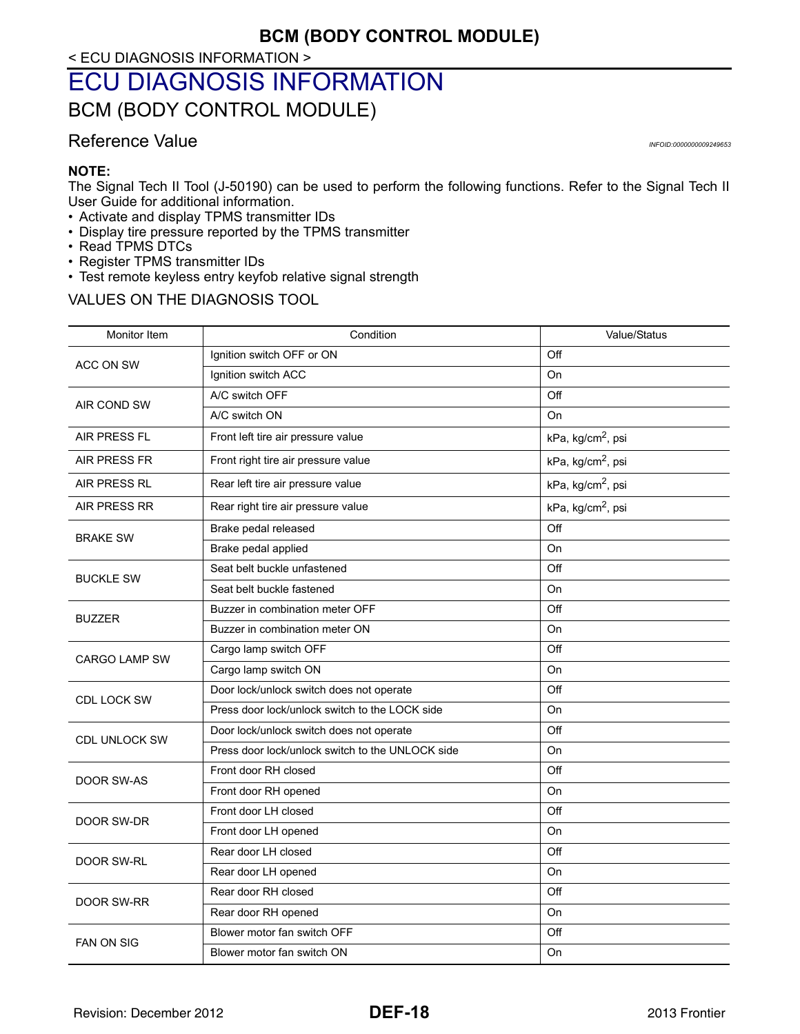# ECU DIAGNOSIS INFORMATION

## BCM (BODY CONTROL MODULE)

### Reference Value

INFOID:0000000009249653

**NOTE:**
The Signal Tech II Tool (J-50190) can be used to perform the following functions. Refer to the Signal Tech II User Guide for additional information.

- Activate and display TPMS transmitter IDs
- Display tire pressure reported by the TPMS transmitter
- Read TPMS DTCs
- Register TPMS transmitter IDs
- Test remote keyless entry keyfob relative signal strength

VALUES ON THE DIAGNOSIS TOOL

| Monitor Item | Condition | Value/Status |
|---|---|---|
| ACC ON SW | Ignition switch OFF or ON | Off |
| | Ignition switch ACC | On |
| AIR COND SW | A/C switch OFF | Off |
| | A/C switch ON | On |
| AIR PRESS FL | Front left tire air pressure value | kPa, kg/cm$^2$, psi |
| AIR PRESS FR | Front right tire air pressure value | kPa, kg/cm$^2$, psi |
| AIR PRESS RL | Rear left tire air pressure value | kPa, kg/cm$^2$, psi |
| AIR PRESS RR | Rear right tire air pressure value | kPa, kg/cm$^2$, psi |
| BRAKE SW | Brake pedal released | Off |
| | Brake pedal applied | On |
| BUCKLE SW | Seat belt buckle unfastened | Off |
| | Seat belt buckle fastened | On |
| BUZZER | Buzzer in combination meter OFF | Off |
| | Buzzer in combination meter ON | On |
| CARGO LAMP SW | Cargo lamp switch OFF | Off |
| | Cargo lamp switch ON | On |
| CDL LOCK SW | Door lock/unlock switch does not operate | Off |
| | Press door lock/unlock switch to the LOCK side | On |
| CDL UNLOCK SW | Door lock/unlock switch does not operate | Off |
| | Press door lock/unlock switch to the UNLOCK side | On |
| DOOR SW-AS | Front door RH closed | Off |
| | Front door RH opened | On |
| DOOR SW-DR | Front door LH closed | Off |
| | Front door LH opened | On |
| DOOR SW-RL | Rear door LH closed | Off |
| | Rear door LH opened | On |
| DOOR SW-RR | Rear door RH closed | Off |
| | Rear door RH opened | On |
| FAN ON SIG | Blower motor fan switch OFF | Off |
| | Blower motor fan switch ON | On |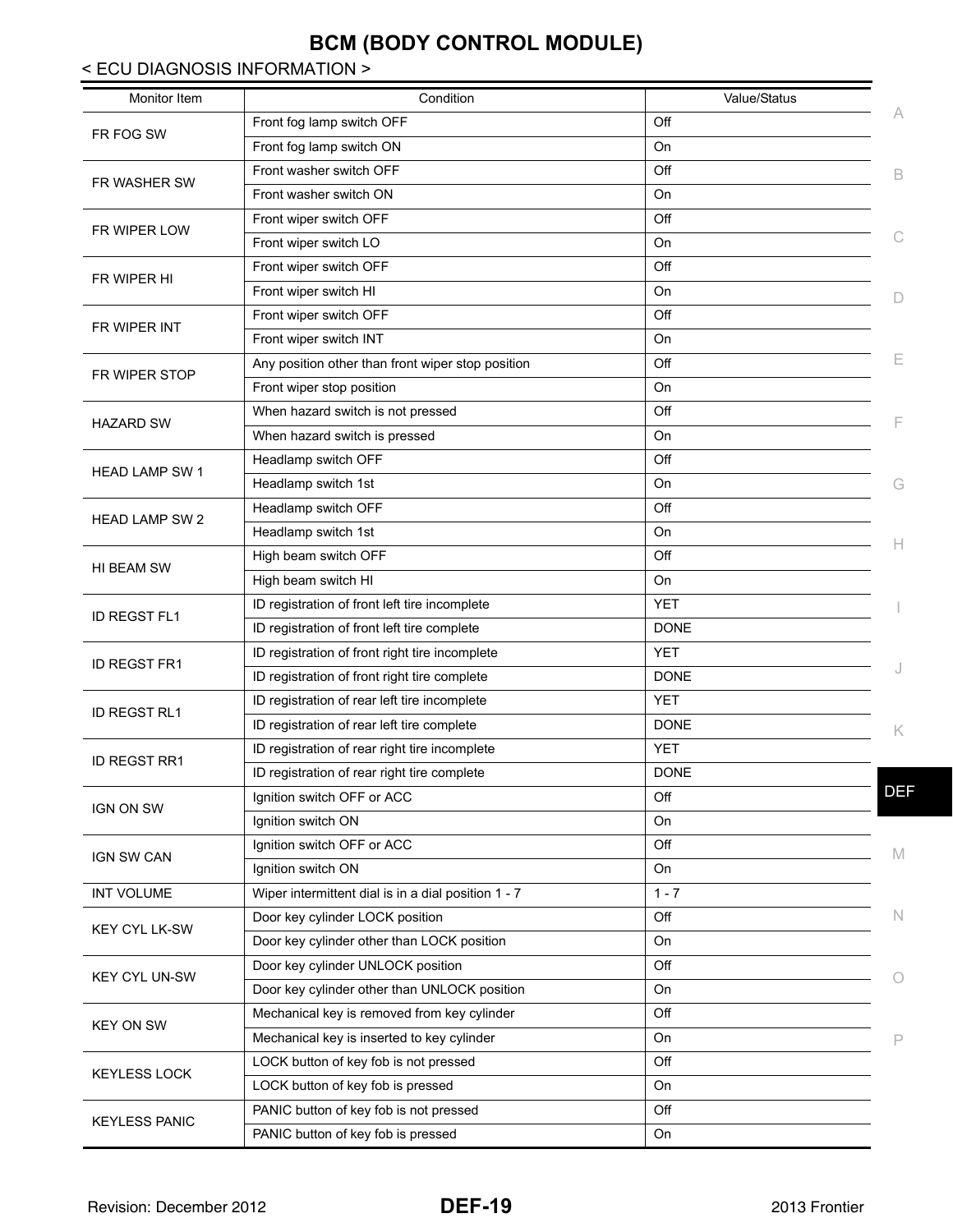# BCM (BODY CONTROL MODULE)

< ECU DIAGNOSIS INFORMATION >

| Monitor Item | Condition | Value/Status |
|---|---|---|
| FR FOG SW | Front fog lamp switch OFF | Off |
| | Front fog lamp switch ON | On |
| FR WASHER SW | Front washer switch OFF | Off |
| | Front washer switch ON | On |
| FR WIPER LOW | Front wiper switch OFF | Off |
| | Front wiper switch LO | On |
| FR WIPER HI | Front wiper switch OFF | Off |
| | Front wiper switch HI | On |
| FR WIPER INT | Front wiper switch OFF | Off |
| | Front wiper switch INT | On |
| FR WIPER STOP | Any position other than front wiper stop position | Off |
| | Front wiper stop position | On |
| HAZARD SW | When hazard switch is not pressed | Off |
| | When hazard switch is pressed | On |
| HEAD LAMP SW 1 | Headlamp switch OFF | Off |
| | Headlamp switch 1st | On |
| HEAD LAMP SW 2 | Headlamp switch OFF | Off |
| | Headlamp switch 1st | On |
| HI BEAM SW | High beam switch OFF | Off |
| | High beam switch HI | On |
| ID REGST FL1 | ID registration of front left tire incomplete | YET |
| | ID registration of front left tire complete | DONE |
| ID REGST FR1 | ID registration of front right tire incomplete | YET |
| | ID registration of front right tire complete | DONE |
| ID REGST RL1 | ID registration of rear left tire incomplete | YET |
| | ID registration of rear left tire complete | DONE |
| ID REGST RR1 | ID registration of rear right tire incomplete | YET |
| | ID registration of rear right tire complete | DONE |
| IGN ON SW | Ignition switch OFF or ACC | Off |
| | Ignition switch ON | On |
| IGN SW CAN | Ignition switch OFF or ACC | Off |
| | Ignition switch ON | On |
| INT VOLUME | Wiper intermittent dial is in a dial position 1 - 7 | 1 - 7 |
| KEY CYL LK-SW | Door key cylinder LOCK position | Off |
| | Door key cylinder other than LOCK position | On |
| KEY CYL UN-SW | Door key cylinder UNLOCK position | Off |
| | Door key cylinder other than UNLOCK position | On |
| KEY ON SW | Mechanical key is removed from key cylinder | Off |
| | Mechanical key is inserted to key cylinder | On |
| KEYLESS LOCK | LOCK button of key fob is not pressed | Off |
| | LOCK button of key fob is pressed | On |
| KEYLESS PANIC | PANIC button of key fob is not pressed | Off |
| | PANIC button of key fob is pressed | On |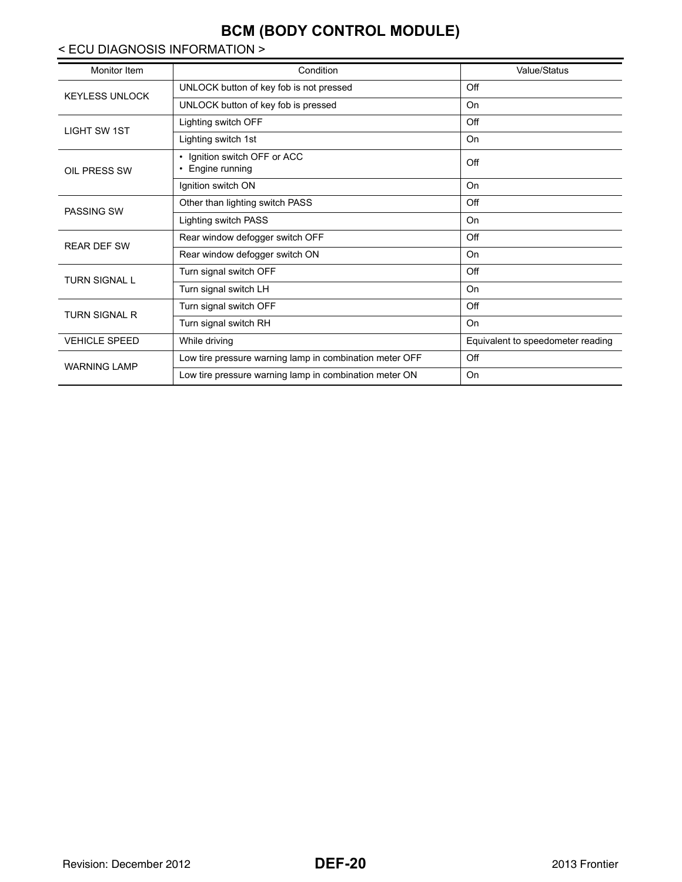| Monitor Item | Condition | Value/Status |
|---|---|---|
| KEYLESS UNLOCK | UNLOCK button of key fob is not pressed | Off |
| | UNLOCK button of key fob is pressed | On |
| LIGHT SW 1ST | Lighting switch OFF | Off |
| | Lighting switch 1st | On |
| OIL PRESS SW | • Ignition switch OFF or ACC<br>• Engine running | Off |
| | Ignition switch ON | On |
| PASSING SW | Other than lighting switch PASS | Off |
| | Lighting switch PASS | On |
| REAR DEF SW | Rear window defogger switch OFF | Off |
| | Rear window defogger switch ON | On |
| TURN SIGNAL L | Turn signal switch OFF | Off |
| | Turn signal switch LH | On |
| TURN SIGNAL R | Turn signal switch OFF | Off |
| | Turn signal switch RH | On |
| VEHICLE SPEED | While driving | Equivalent to speedometer reading |
| WARNING LAMP | Low tire pressure warning lamp in combination meter OFF | Off |
| | Low tire pressure warning lamp in combination meter ON | On |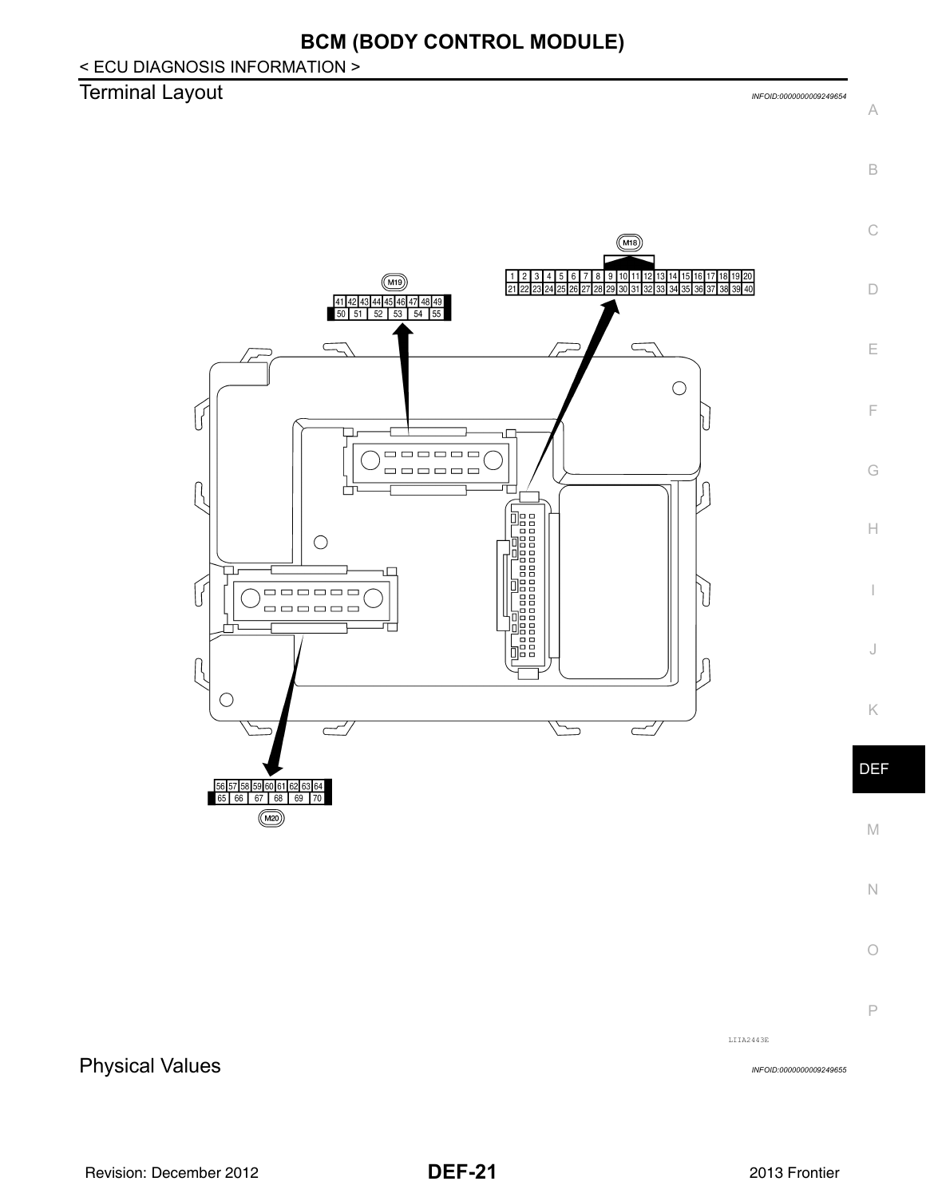# BCM (BODY CONTROL MODULE)

< ECU DIAGNOSIS INFORMATION >

## Terminal Layout

*INFOID:0000000009249654*

M18

| | | | | | | | | | | | | | | | | | | | |
|---|---|---|---|---|---|---|---|---|---|---|---|---|---|---|---|---|---|---|---|
| 1 | 2 | 3 | 4 | 5 | 6 | 7 | 8 | 9 | 10 | 11 | 12 | 13 | 14 | 15 | 16 | 17 | 18 | 19 | 20 |
| 21 | 22 | 23 | 24 | 25 | 26 | 27 | 28 | 29 | 30 | 31 | 32 | 33 | 34 | 35 | 36 | 37 | 38 | 39 | 40 |

M19

| | | | | | | | | |
|---|---|---|---|---|---|---|---|---|
| 41 | 42 | 43 | 44 | 45 | 46 | 47 | 48 | 49 |
| 50 | 51 | 52 | 53 | 54 | 55 | | | |

M20

| | | | | | | | | |
|---|---|---|---|---|---|---|---|---|
| 56 | 57 | 58 | 59 | 60 | 61 | 62 | 63 | 64 |
| 65 | 66 | 67 | 68 | 69 | 70 | | | |

LIIA2443E

## Physical Values

*INFOID:0000000009249655*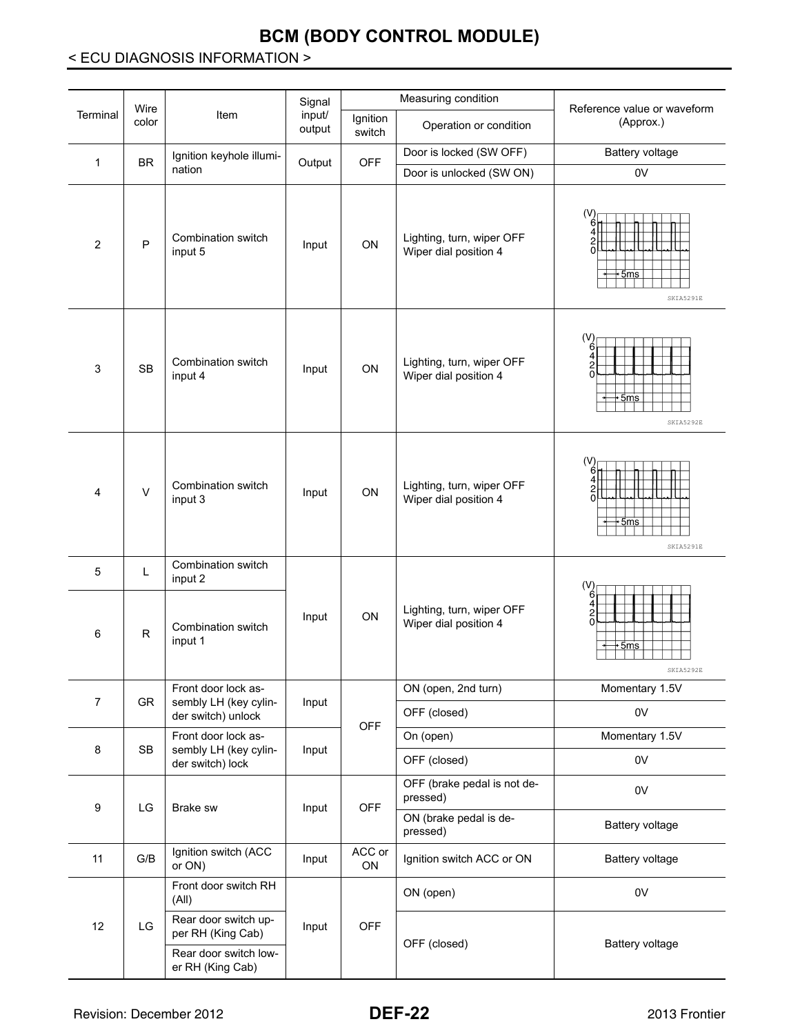# BCM (BODY CONTROL MODULE)

< ECU DIAGNOSIS INFORMATION >

| Terminal | Wire color | Item | Signal input/ output | Measuring condition | | Reference value or waveform (Approx.) |
|---|---|---|---|---|---|---|
| | | | | Ignition switch | Operation or condition | |
| 1 | BR | Ignition keyhole illumination | Output | OFF | Door is locked (SW OFF) | Battery voltage |
| | | | | | Door is unlocked (SW ON) | 0V |
| 2 | P | Combination switch input 5 | Input | ON | Lighting, turn, wiper OFF<br>Wiper dial position 4 | (V) 6 4 2 0<br>5ms<br>SKIA5291E |
| 3 | SB | Combination switch input 4 | Input | ON | Lighting, turn, wiper OFF<br>Wiper dial position 4 | (V) 6 4 2 0<br>5ms<br>SKIA5292E |
| 4 | V | Combination switch input 3 | Input | ON | Lighting, turn, wiper OFF<br>Wiper dial position 4 | (V) 6 4 2 0<br>5ms<br>SKIA5291E |
| 5 | L | Combination switch input 2 | Input | ON | Lighting, turn, wiper OFF<br>Wiper dial position 4 | (V) 6 4 2 0<br>5ms<br>SKIA5292E |
| 6 | R | Combination switch input 1 | | | | |
| 7 | GR | Front door lock assembly LH (key cylinder switch) unlock | Input | OFF | ON (open, 2nd turn) | Momentary 1.5V |
| | | | | | OFF (closed) | 0V |
| 8 | SB | Front door lock assembly LH (key cylinder switch) lock | Input | | On (open) | Momentary 1.5V |
| | | | | | OFF (closed) | 0V |
| 9 | LG | Brake sw | Input | OFF | OFF (brake pedal is not depressed) | 0V |
| | | | | | ON (brake pedal is depressed) | Battery voltage |
| 11 | G/B | Ignition switch (ACC or ON) | Input | ACC or ON | Ignition switch ACC or ON | Battery voltage |
| 12 | LG | Front door switch RH (All) | Input | OFF | ON (open) | 0V |
| | | Rear door switch upper RH (King Cab) | | | OFF (closed) | Battery voltage |
| | | Rear door switch lower RH (King Cab) | | | | |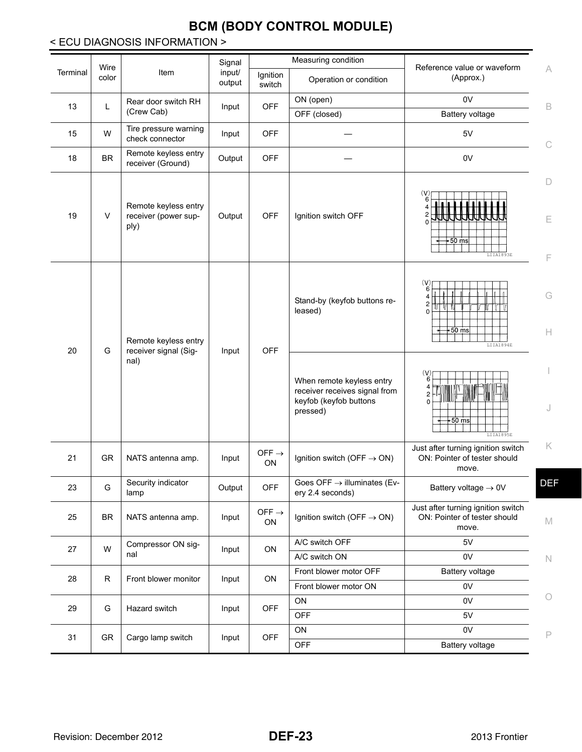# BCM (BODY CONTROL MODULE)

< ECU DIAGNOSIS INFORMATION >

| Terminal | Wire color | Item | Signal input/ output | Measuring condition | | Reference value or waveform (Approx.) |
|---|---|---|---|---|---|---|
| | | | | Ignition switch | Operation or condition | |
| 13 | L | Rear door switch RH (Crew Cab) | Input | OFF | ON (open) | 0V |
| | | | | | OFF (closed) | Battery voltage |
| 15 | W | Tire pressure warning check connector | Input | OFF | — | 5V |
| 18 | BR | Remote keyless entry receiver (Ground) | Output | OFF | — | 0V |
| 19 | V | Remote keyless entry receiver (power supply) | Output | OFF | Ignition switch OFF | (V) 6 4 2 0 50 ms LIIA1893E |
| 20 | G | Remote keyless entry receiver signal (Signal) | Input | OFF | Stand-by (keyfob buttons released) | (V) 6 4 2 0 50 ms LIIA1894E |
| | | | | | When remote keyless entry receiver receives signal from keyfob (keyfob buttons pressed) | (V) 6 4 2 0 50 ms LIIA1895E |
| 21 | GR | NATS antenna amp. | Input | OFF → ON | Ignition switch (OFF → ON) | Just after turning ignition switch ON: Pointer of tester should move. |
| 23 | G | Security indicator lamp | Output | OFF | Goes OFF → illuminates (Every 2.4 seconds) | Battery voltage → 0V |
| 25 | BR | NATS antenna amp. | Input | OFF → ON | Ignition switch (OFF → ON) | Just after turning ignition switch ON: Pointer of tester should move. |
| 27 | W | Compressor ON signal | Input | ON | A/C switch OFF | 5V |
| | | | | | A/C switch ON | 0V |
| 28 | R | Front blower monitor | Input | ON | Front blower motor OFF | Battery voltage |
| | | | | | Front blower motor ON | 0V |
| 29 | G | Hazard switch | Input | OFF | ON | 0V |
| | | | | | OFF | 5V |
| 31 | GR | Cargo lamp switch | Input | OFF | ON | 0V |
| | | | | | OFF | Battery voltage |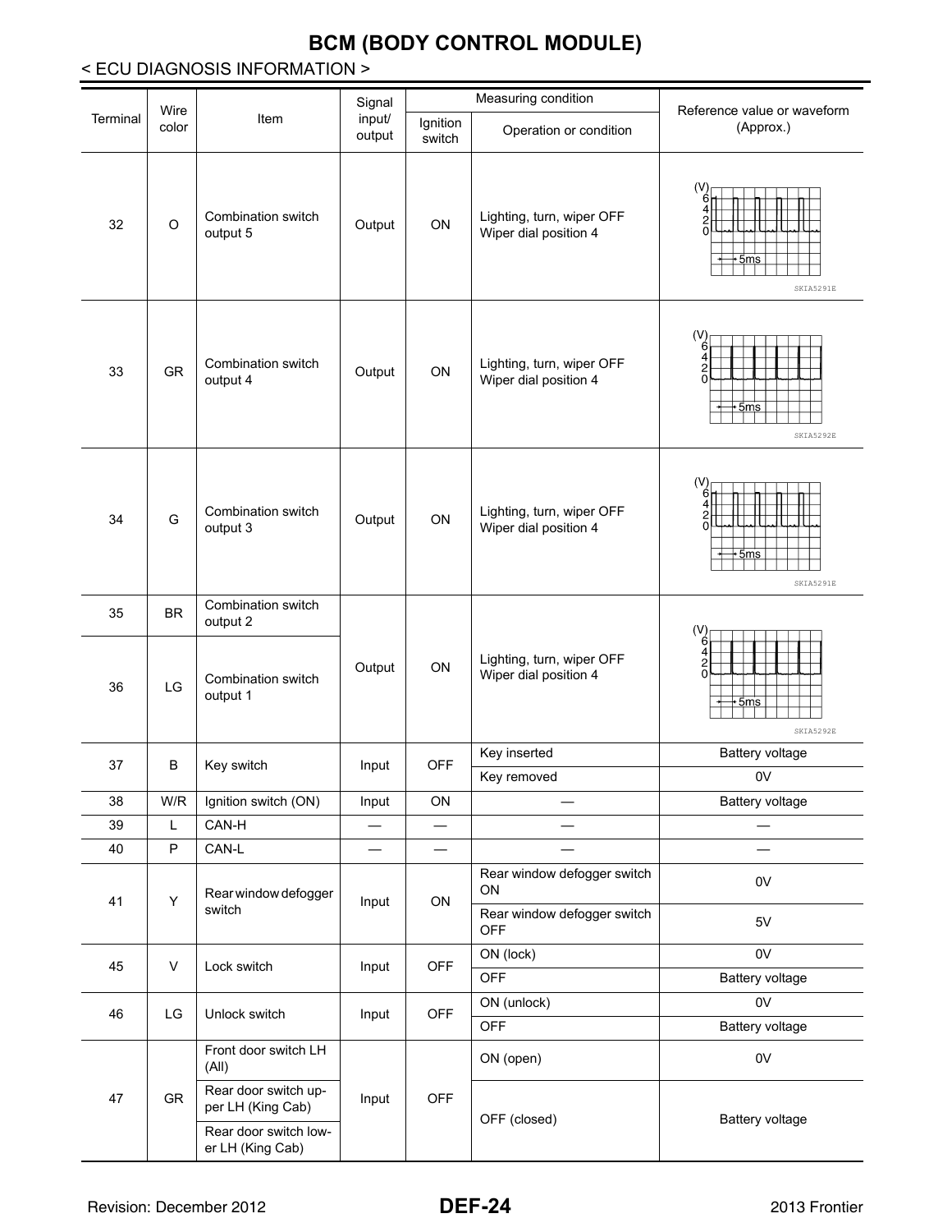# BCM (BODY CONTROL MODULE)

< ECU DIAGNOSIS INFORMATION >

| Terminal | Wire color | Item | Signal input/ output | Measuring condition | | Reference value or waveform (Approx.) |
|---|---|---|---|---|---|---|
| | | | | Ignition switch | Operation or condition | |
| 32 | O | Combination switch output 5 | Output | ON | Lighting, turn, wiper OFF Wiper dial position 4 | (V) 6 4 2 0 5ms SKIA5291E |
| 33 | GR | Combination switch output 4 | Output | ON | Lighting, turn, wiper OFF Wiper dial position 4 | (V) 6 4 2 0 5ms SKIA5292E |
| 34 | G | Combination switch output 3 | Output | ON | Lighting, turn, wiper OFF Wiper dial position 4 | (V) 6 4 2 0 5ms SKIA5291E |
| 35 | BR | Combination switch output 2 | Output | ON | Lighting, turn, wiper OFF Wiper dial position 4 | (V) 6 4 2 0 5ms SKIA5292E |
| 36 | LG | Combination switch output 1 | | | | |
| 37 | B | Key switch | Input | OFF | Key inserted | Battery voltage |
| | | | | | Key removed | 0V |
| 38 | W/R | Ignition switch (ON) | Input | ON | — | Battery voltage |
| 39 | L | CAN-H | — | — | — | — |
| 40 | P | CAN-L | — | — | — | — |
| 41 | Y | Rear window defogger switch | Input | ON | Rear window defogger switch ON | 0V |
| | | | | | Rear window defogger switch OFF | 5V |
| 45 | V | Lock switch | Input | OFF | ON (lock) | 0V |
| | | | | | OFF | Battery voltage |
| 46 | LG | Unlock switch | Input | OFF | ON (unlock) | 0V |
| | | | | | OFF | Battery voltage |
| 47 | GR | Front door switch LH (All) | Input | OFF | ON (open) | 0V |
| | | Rear door switch upper LH (King Cab) | | | OFF (closed) | Battery voltage |
| | | Rear door switch lower LH (King Cab) | | | | |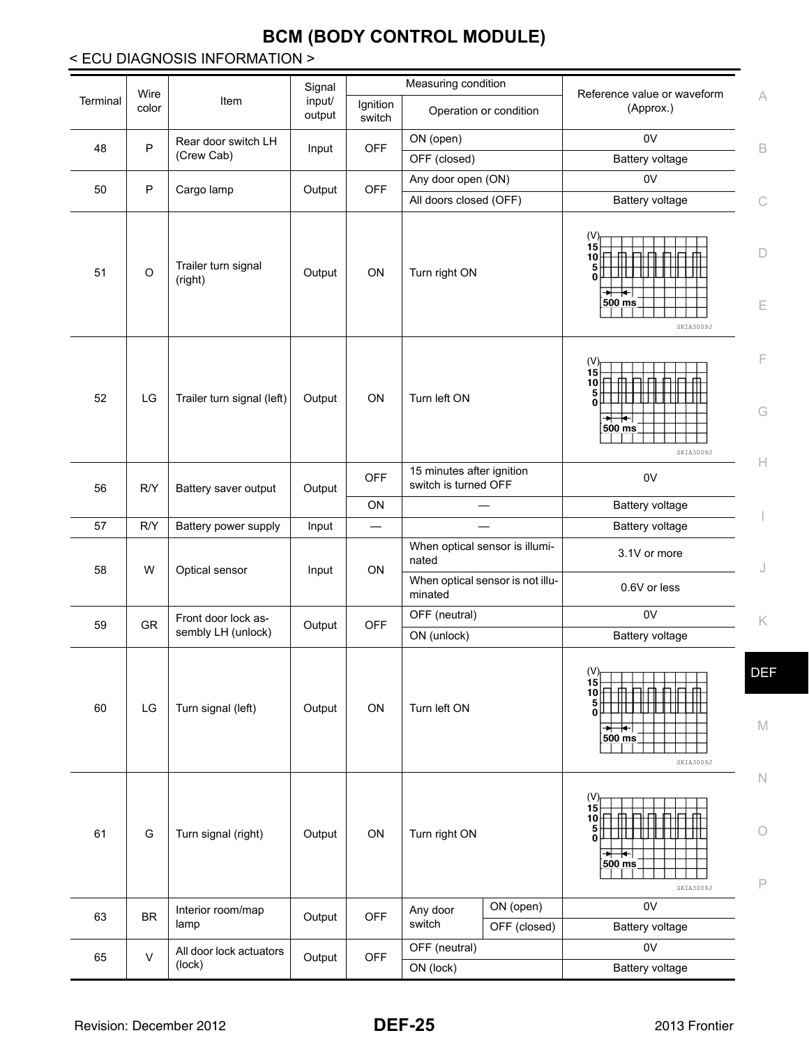# BCM (BODY CONTROL MODULE)

< ECU DIAGNOSIS INFORMATION >

| Terminal | Wire color | Item | Signal input/ output | Measuring condition | | Reference value or waveform (Approx.) |
|---|---|---|---|---|---|---|
| | | | | Ignition switch | Operation or condition | |
| 48 | P | Rear door switch LH (Crew Cab) | Input | OFF | ON (open) | 0V |
| | | | | | OFF (closed) | Battery voltage |
| 50 | P | Cargo lamp | Output | OFF | Any door open (ON) | 0V |
| | | | | | All doors closed (OFF) | Battery voltage |
| 51 | O | Trailer turn signal (right) | Output | ON | Turn right ON | (V) 15 10 5 0 500 ms SKIA3009J |
| 52 | LG | Trailer turn signal (left) | Output | ON | Turn left ON | (V) 15 10 5 0 500 ms SKIA3009J |
| 56 | R/Y | Battery saver output | Output | OFF | 15 minutes after ignition switch is turned OFF | 0V |
| | | | | ON | — | Battery voltage |
| 57 | R/Y | Battery power supply | Input | — | — | Battery voltage |
| 58 | W | Optical sensor | Input | ON | When optical sensor is illuminated | 3.1V or more |
| | | | | | When optical sensor is not illuminated | 0.6V or less |
| 59 | GR | Front door lock assembly LH (unlock) | Output | OFF | OFF (neutral) | 0V |
| | | | | | ON (unlock) | Battery voltage |
| 60 | LG | Turn signal (left) | Output | ON | Turn left ON | (V) 15 10 5 0 500 ms SKIA3009J |
| 61 | G | Turn signal (right) | Output | ON | Turn right ON | (V) 15 10 5 0 500 ms SKIA3009J |
| 63 | BR | Interior room/map lamp | Output | OFF | Any door switch: ON (open) | 0V |
| | | | | | Any door switch: OFF (closed) | Battery voltage |
| 65 | V | All door lock actuators (lock) | Output | OFF | OFF (neutral) | 0V |
| | | | | | ON (lock) | Battery voltage |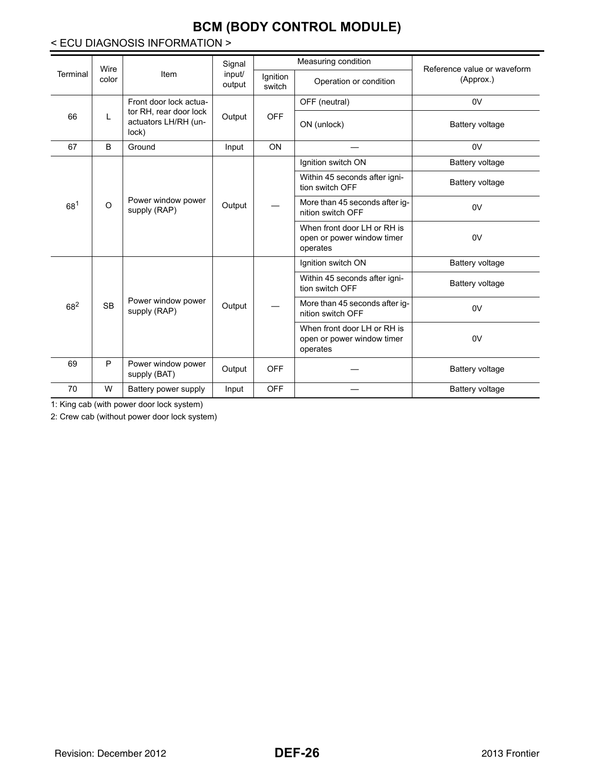# BCM (BODY CONTROL MODULE)

< ECU DIAGNOSIS INFORMATION >

| Terminal | Wire color | Item | Signal input/ output | Measuring condition | | Reference value or waveform (Approx.) |
|---|---|---|---|---|---|---|
| | | | | Ignition switch | Operation or condition | |
| 66 | L | Front door lock actuator RH, rear door lock actuators LH/RH (unlock) | Output | OFF | OFF (neutral) | 0V |
| | | | | | ON (unlock) | Battery voltage |
| 67 | B | Ground | Input | ON | — | 0V |
| 68[1] | O | Power window power supply (RAP) | Output | — | Ignition switch ON | Battery voltage |
| | | | | | Within 45 seconds after ignition switch OFF | Battery voltage |
| | | | | | More than 45 seconds after ignition switch OFF | 0V |
| | | | | | When front door LH or RH is open or power window timer operates | 0V |
| 68[2] | SB | Power window power supply (RAP) | Output | — | Ignition switch ON | Battery voltage |
| | | | | | Within 45 seconds after ignition switch OFF | Battery voltage |
| | | | | | More than 45 seconds after ignition switch OFF | 0V |
| | | | | | When front door LH or RH is open or power window timer operates | 0V |
| 69 | P | Power window power supply (BAT) | Output | OFF | — | Battery voltage |
| 70 | W | Battery power supply | Input | OFF | — | Battery voltage |

1: King cab (with power door lock system)

2: Crew cab (without power door lock system)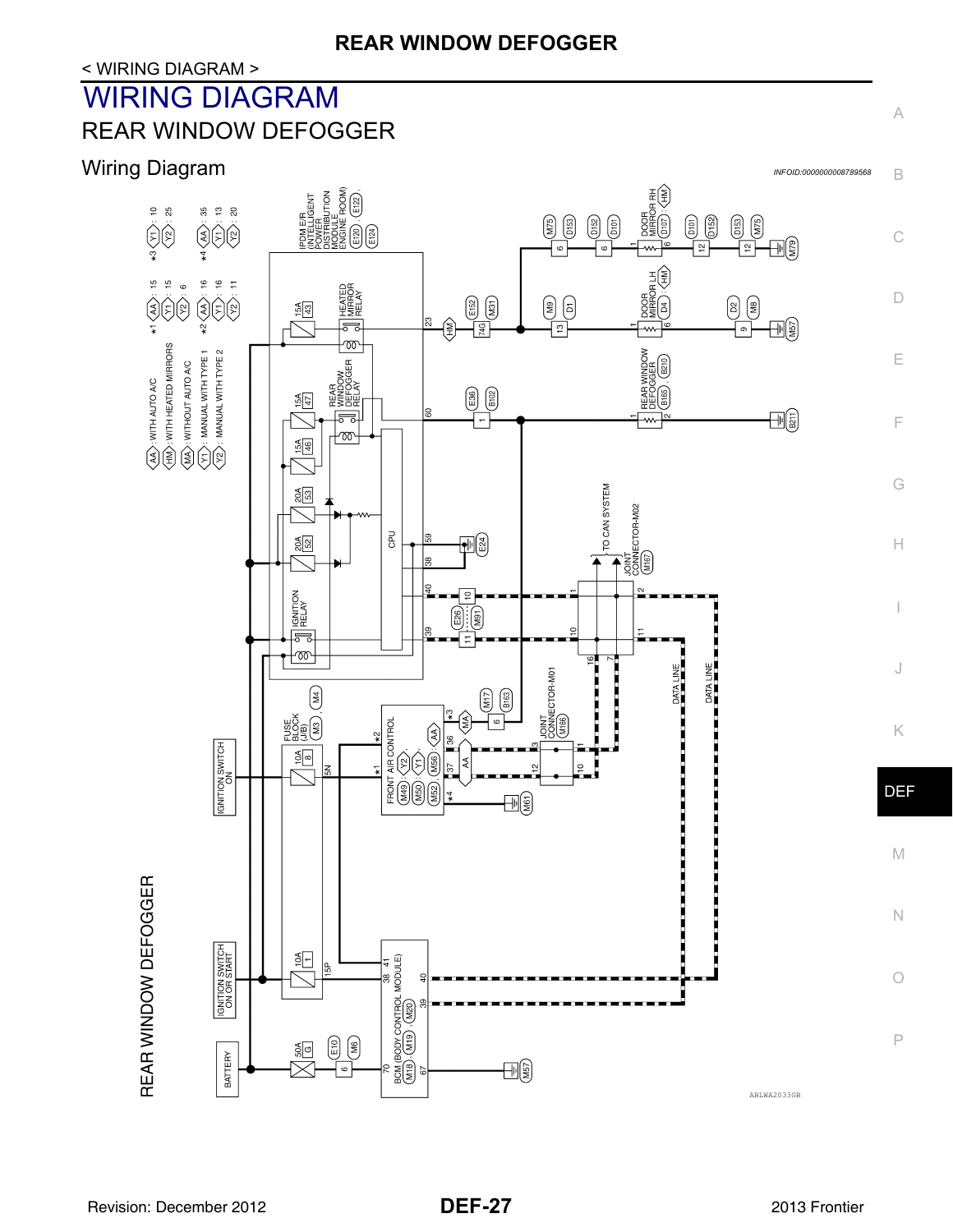# WIRING DIAGRAM

## REAR WINDOW DEFOGGER

### Wiring Diagram

INFOID:0000000008789568

REAR WINDOW DEFOGGER

AA : WITH AUTO A/C
HM : WITH HEATED MIRRORS
MA : WITHOUT AUTO A/C
Y1 : MANUAL WITH TYPE 1
Y2 : MANUAL WITH TYPE 2

*1 AA : 15, Y1 : 15, Y2 : 6
*2 AA : 16, Y1 : 16, Y2 : 11
*3 Y1 : 10, Y2 : 25
*4 AA : 35, Y1 : 13, Y2 : 20

IPDM E/R (INTELLIGENT POWER DISTRIBUTION MODULE ENGINE ROOM) (E120), (E122), (E124)

HEATED MIRROR RELAY
REAR WINDOW DEFOGGER RELAY
IGNITION RELAY
CPU

15A 43
15A 47
15A 46
20A 53
20A 52

DOOR MIRROR RH (D107) : HM
DOOR MIRROR LH (D4) : HM
REAR WINDOW DEFOGGER (B165), (B210)

TO CAN SYSTEM
JOINT CONNECTOR-M02 (M167)
JOINT CONNECTOR-M01 (M166)

DATA LINE
DATA LINE

FUSE BLOCK (J/B) (M3), (M4)
10A 8
10A 1

IGNITION SWITCH ON
IGNITION SWITCH ON OR START
BATTERY
50A G

FRONT AIR CONTROL (M49), (M50), (M52), (M56) : Y2, Y1, AA

BCM (BODY CONTROL MODULE) (M18), (M19), (M20)

E10, M6, E152, M31, E36, B102, E26, M91, M9, D1, D2, M8, M75, D153, D152, D101, M17, B163, M57, M79, B211, E24, M61

ABLWA2033GB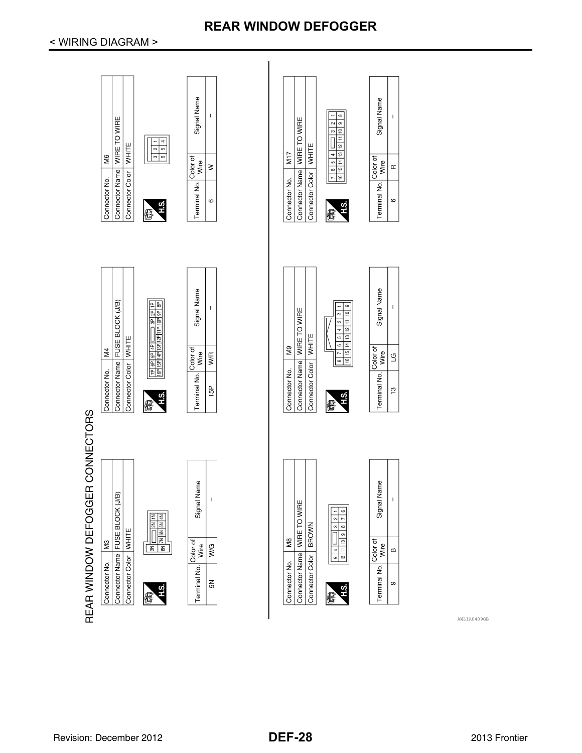# REAR WINDOW DEFOGGER

< WIRING DIAGRAM >

## REAR WINDOW DEFOGGER CONNECTORS

| Connector No. | M3 |
|---|---|
| Connector Name | FUSE BLOCK (J/B) |
| Connector Color | WHITE |

| Terminal No. | Color of Wire | Signal Name |
|---|---|---|
| 5N | W/G | – |

| Connector No. | M4 |
|---|---|
| Connector Name | FUSE BLOCK (J/B) |
| Connector Color | WHITE |

| Terminal No. | Color of Wire | Signal Name |
|---|---|---|
| 15P | W/R | – |

| Connector No. | M6 |
|---|---|
| Connector Name | WIRE TO WIRE |
| Connector Color | WHITE |

| Terminal No. | Color of Wire | Signal Name |
|---|---|---|
| 6 | W | – |

| Connector No. | M8 |
|---|---|
| Connector Name | WIRE TO WIRE |
| Connector Color | BROWN |

| Terminal No. | Color of Wire | Signal Name |
|---|---|---|
| 9 | B | – |

| Connector No. | M9 |
|---|---|
| Connector Name | WIRE TO WIRE |
| Connector Color | WHITE |

| Terminal No. | Color of Wire | Signal Name |
|---|---|---|
| 13 | LG | – |

| Connector No. | M17 |
|---|---|
| Connector Name | WIRE TO WIRE |
| Connector Color | WHITE |

| Terminal No. | Color of Wire | Signal Name |
|---|---|---|
| 6 | R | – |

AWLIA0409GB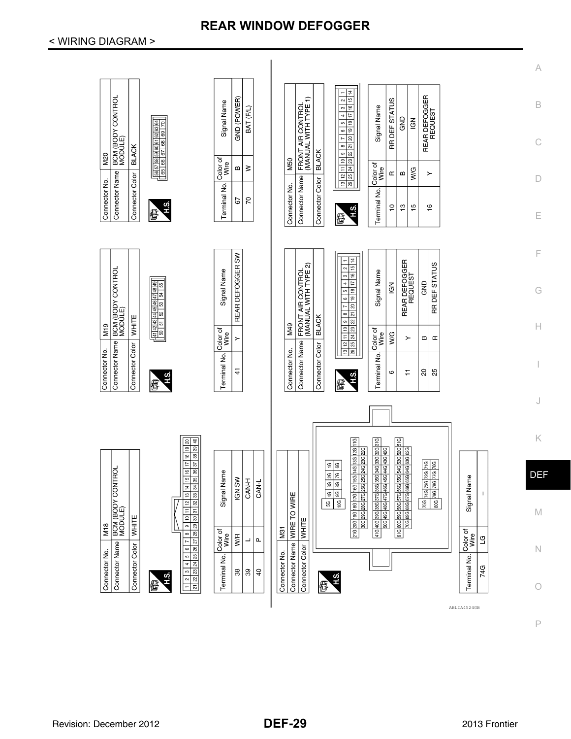# REAR WINDOW DEFOGGER

< WIRING DIAGRAM >

| Connector No. | M18 |
|---|---|
| Connector Name | BCM (BODY CONTROL MODULE) |
| Connector Color | WHITE |

| Terminal No. | Color of Wire | Signal Name |
|---|---|---|
| 38 | W/R | IGN SW |
| 39 | L | CAN-H |
| 40 | P | CAN-L |

| Connector No. | M19 |
|---|---|
| Connector Name | BCM (BODY CONTROL MODULE) |
| Connector Color | WHITE |

| Terminal No. | Color of Wire | Signal Name |
|---|---|---|
| 41 | Y | REAR DEFOGGER SW |

| Connector No. | M20 |
|---|---|
| Connector Name | BCM (BODY CONTROL MODULE) |
| Connector Color | BLACK |

| Terminal No. | Color of Wire | Signal Name |
|---|---|---|
| 67 | B | GND (POWER) |
| 70 | W | BAT (F/L) |

| Connector No. | M31 |
|---|---|
| Connector Name | WIRE TO WIRE |
| Connector Color | WHITE |

| Terminal No. | Color of Wire | Signal Name |
|---|---|---|
| 74G | LG | – |

| Connector No. | M49 |
|---|---|
| Connector Name | FRONT AIR CONTROL (MANUAL WITH TYPE 2) |
| Connector Color | BLACK |

| Terminal No. | Color of Wire | Signal Name |
|---|---|---|
| 6 | W/G | IGN |
| 11 | Y | REAR DEFOGGER REQUEST |
| 20 | B | GND |
| 25 | R | RR DEF STATUS |

| Connector No. | M50 |
|---|---|
| Connector Name | FRONT AIR CONTROL (MANUAL WITH TYPE 1) |
| Connector Color | BLACK |

| Terminal No. | Color of Wire | Signal Name |
|---|---|---|
| 10 | R | RR DEF STATUS |
| 13 | B | GND |
| 15 | W/G | IGN |
| 16 | Y | REAR DEFOGGER REQUEST |

ABLIA4524GB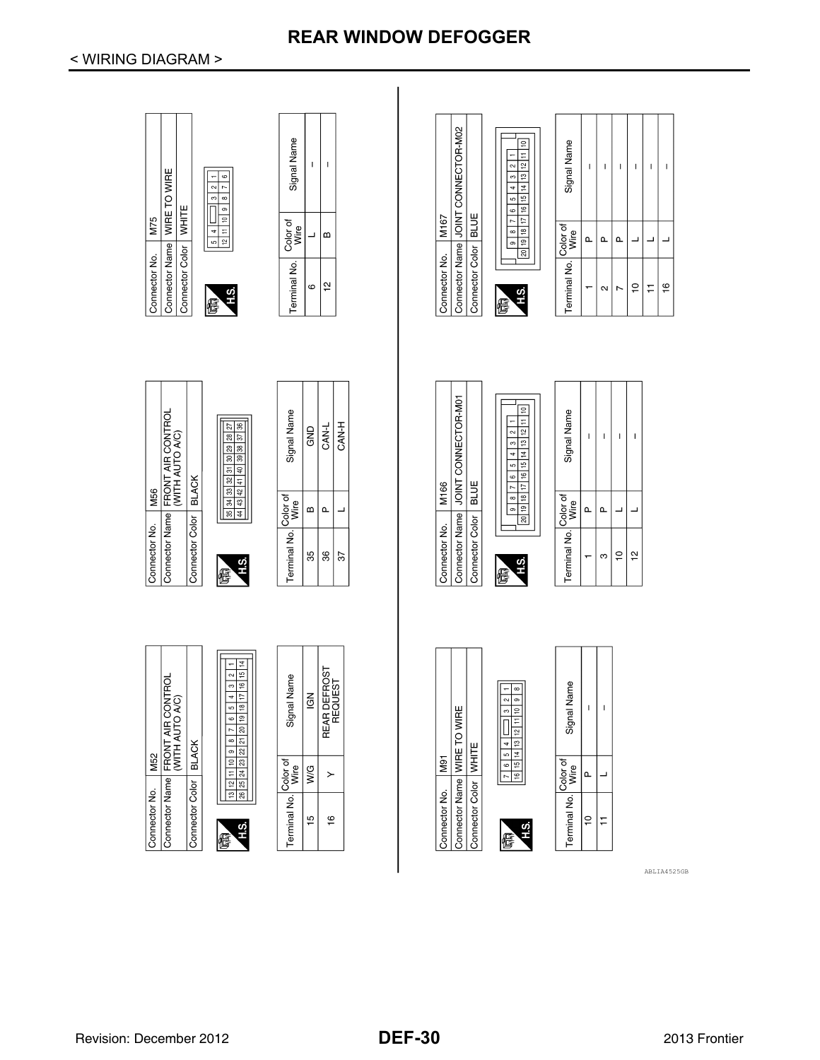# REAR WINDOW DEFOGGER

< WIRING DIAGRAM >

| Connector No. | M52 |
|---|---|
| Connector Name | FRONT AIR CONTROL (WITH AUTO A/C) |
| Connector Color | BLACK |

H.S.

| Terminal No. | Color of Wire | Signal Name |
|---|---|---|
| 15 | W/G | IGN |
| 16 | Y | REAR DEFROST REQUEST |

| Connector No. | M56 |
|---|---|
| Connector Name | FRONT AIR CONTROL (WITH AUTO A/C) |
| Connector Color | BLACK |

H.S.

| Terminal No. | Color of Wire | Signal Name |
|---|---|---|
| 35 | B | GND |
| 36 | P | CAN-L |
| 37 | L | CAN-H |

| Connector No. | M75 |
|---|---|
| Connector Name | WIRE TO WIRE |
| Connector Color | WHITE |

H.S.

| Terminal No. | Color of Wire | Signal Name |
|---|---|---|
| 6 | L | – |
| 12 | B | – |

| Connector No. | M91 |
|---|---|
| Connector Name | WIRE TO WIRE |
| Connector Color | WHITE |

H.S.

| Terminal No. | Color of Wire | Signal Name |
|---|---|---|
| 10 | P | – |
| 11 | L | – |

| Connector No. | M166 |
|---|---|
| Connector Name | JOINT CONNECTOR-M01 |
| Connector Color | BLUE |

H.S.

| Terminal No. | Color of Wire | Signal Name |
|---|---|---|
| 1 | P | – |
| 3 | P | – |
| 10 | L | – |
| 12 | L | – |

| Connector No. | M167 |
|---|---|
| Connector Name | JOINT CONNECTOR-M02 |
| Connector Color | BLUE |

H.S.

| Terminal No. | Color of Wire | Signal Name |
|---|---|---|
| 1 | P | – |
| 2 | P | – |
| 7 | P | – |
| 10 | L | – |
| 11 | L | – |
| 16 | L | – |

ABLIA4525GB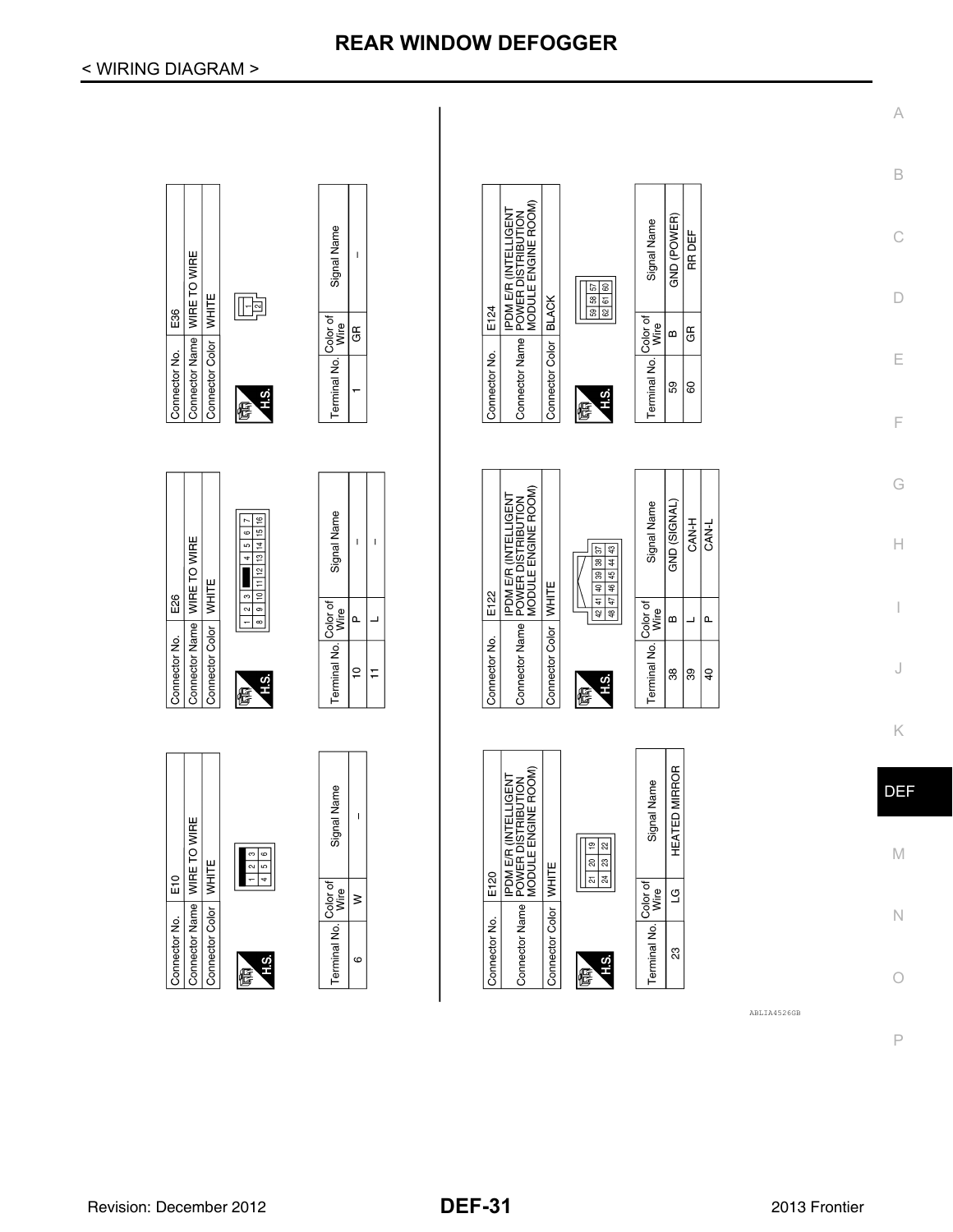# REAR WINDOW DEFOGGER

< WIRING DIAGRAM >

| | |
|---|---|
| Connector No. | E10 |
| Connector Name | WIRE TO WIRE |
| Connector Color | WHITE |

H.S.

| Terminal No. | Color of Wire | Signal Name |
|---|---|---|
| 6 | W | – |

| | |
|---|---|
| Connector No. | E26 |
| Connector Name | WIRE TO WIRE |
| Connector Color | WHITE |

H.S.

| Terminal No. | Color of Wire | Signal Name |
|---|---|---|
| 10 | P | – |
| 11 | L | – |

| | |
|---|---|
| Connector No. | E36 |
| Connector Name | WIRE TO WIRE |
| Connector Color | WHITE |

H.S.

| Terminal No. | Color of Wire | Signal Name |
|---|---|---|
| 1 | GR | – |

| | |
|---|---|
| Connector No. | E120 |
| Connector Name | IPDM E/R (INTELLIGENT POWER DISTRIBUTION MODULE ENGINE ROOM) |
| Connector Color | WHITE |

H.S.

| Terminal No. | Color of Wire | Signal Name |
|---|---|---|
| 23 | LG | HEATED MIRROR |

| | |
|---|---|
| Connector No. | E122 |
| Connector Name | IPDM E/R (INTELLIGENT POWER DISTRIBUTION MODULE ENGINE ROOM) |
| Connector Color | WHITE |

H.S.

| Terminal No. | Color of Wire | Signal Name |
|---|---|---|
| 38 | B | GND (SIGNAL) |
| 39 | L | CAN-H |
| 40 | P | CAN-L |

| | |
|---|---|
| Connector No. | E124 |
| Connector Name | IPDM E/R (INTELLIGENT POWER DISTRIBUTION MODULE ENGINE ROOM) |
| Connector Color | BLACK |

H.S.

| Terminal No. | Color of Wire | Signal Name |
|---|---|---|
| 59 | B | GND (POWER) |
| 60 | GR | RR DEF |

ABLIA4526GB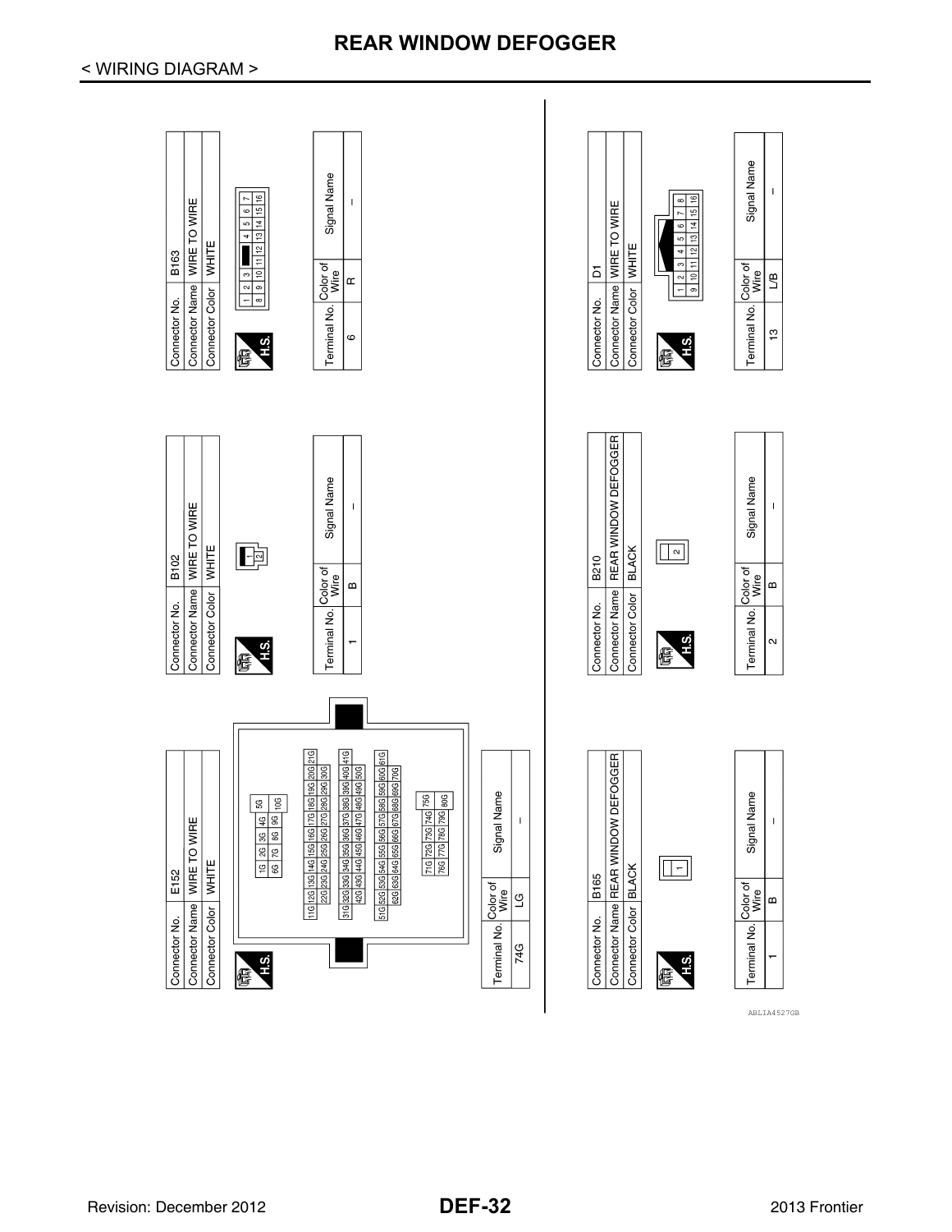# REAR WINDOW DEFOGGER

< WIRING DIAGRAM >

| | |
|---|---|
| Connector No. | E152 |
| Connector Name | WIRE TO WIRE |
| Connector Color | WHITE |

H.S.

1G 2G 3G 4G 5G
6G 7G 8G 9G 10G
11G 12G 13G 14G 15G 16G 17G 18G 19G 20G 21G
22G 23G 24G 25G 26G 27G 28G 29G 30G
31G 32G 33G 34G 35G 36G 37G 38G 39G 40G 41G
42G 43G 44G 45G 46G 47G 48G 49G 50G
51G 52G 53G 54G 55G 56G 57G 58G 59G 60G 61G
62G 63G 64G 65G 66G 67G 68G 69G 70G
71G 72G 73G 74G 75G
76G 77G 78G 79G 80G

| Terminal No. | Color of Wire | Signal Name |
|---|---|---|
| 74G | LG | – |

| | |
|---|---|
| Connector No. | B102 |
| Connector Name | WIRE TO WIRE |
| Connector Color | WHITE |

H.S.

1 2

| Terminal No. | Color of Wire | Signal Name |
|---|---|---|
| 1 | B | – |

| | |
|---|---|
| Connector No. | B163 |
| Connector Name | WIRE TO WIRE |
| Connector Color | WHITE |

H.S.

1 2 3 4 5 6 7
8 9 10 11 12 13 14 15 16

| Terminal No. | Color of Wire | Signal Name |
|---|---|---|
| 6 | R | – |

| | |
|---|---|
| Connector No. | B165 |
| Connector Name | REAR WINDOW DEFOGGER |
| Connector Color | BLACK |

H.S.

1

| Terminal No. | Color of Wire | Signal Name |
|---|---|---|
| 1 | B | – |

| | |
|---|---|
| Connector No. | B210 |
| Connector Name | REAR WINDOW DEFOGGER |
| Connector Color | BLACK |

H.S.

2

| Terminal No. | Color of Wire | Signal Name |
|---|---|---|
| 2 | B | – |

| | |
|---|---|
| Connector No. | D1 |
| Connector Name | WIRE TO WIRE |
| Connector Color | WHITE |

H.S.

1 2 3 4 5 6 7 8
9 10 11 12 13 14 15 16

| Terminal No. | Color of Wire | Signal Name |
|---|---|---|
| 13 | L/B | – |

ABLIA4527GB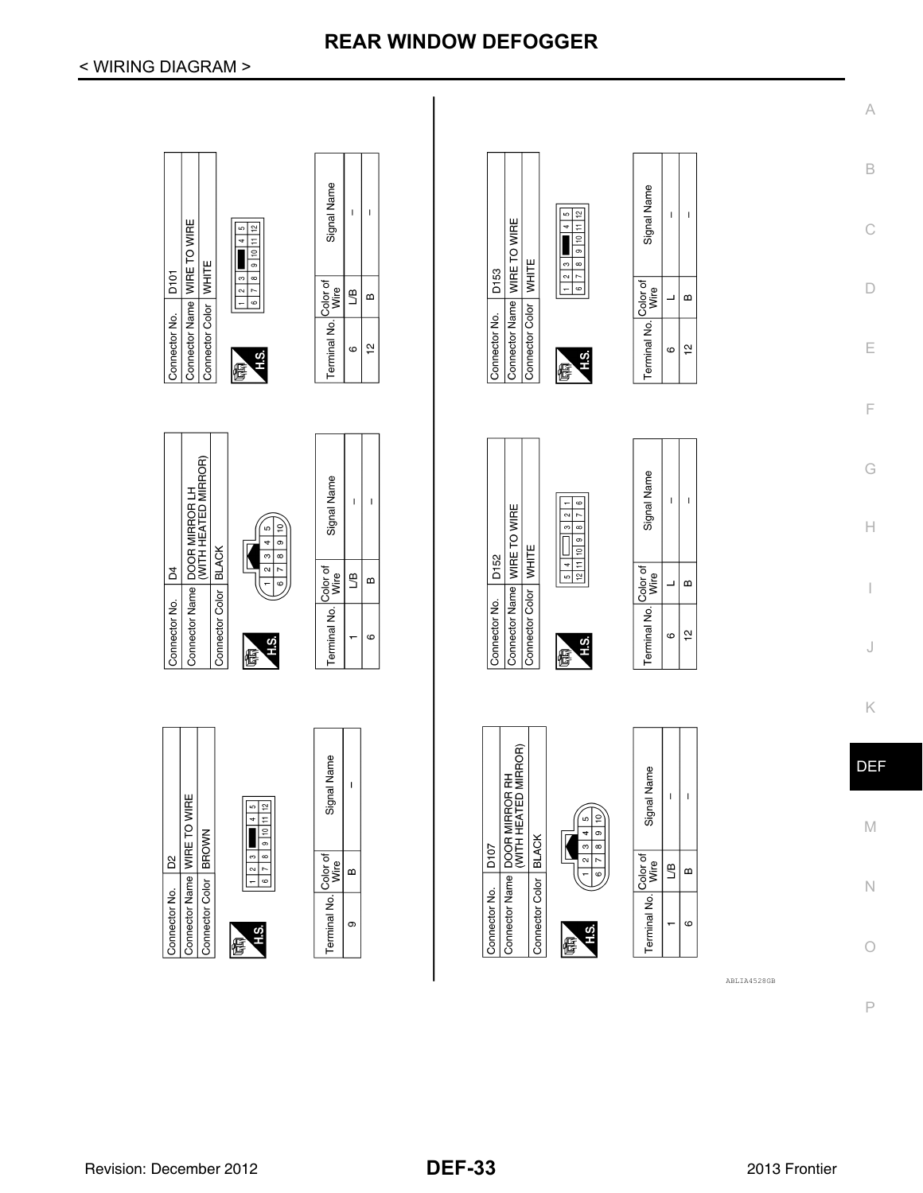# REAR WINDOW DEFOGGER

< WIRING DIAGRAM >

| | |
|---|---|
| Connector No. | D2 |
| Connector Name | WIRE TO WIRE |
| Connector Color | BROWN |

H.S.

| Terminal No. | Color of Wire | Signal Name |
|---|---|---|
| 9 | B | – |

| | |
|---|---|
| Connector No. | D4 |
| Connector Name | DOOR MIRROR LH (WITH HEATED MIRROR) |
| Connector Color | BLACK |

H.S.

| Terminal No. | Color of Wire | Signal Name |
|---|---|---|
| 1 | L/B | – |
| 6 | B | – |

| | |
|---|---|
| Connector No. | D101 |
| Connector Name | WIRE TO WIRE |
| Connector Color | WHITE |

H.S.

| Terminal No. | Color of Wire | Signal Name |
|---|---|---|
| 6 | L/B | – |
| 12 | B | – |

| | |
|---|---|
| Connector No. | D107 |
| Connector Name | DOOR MIRROR RH (WITH HEATED MIRROR) |
| Connector Color | BLACK |

H.S.

| Terminal No. | Color of Wire | Signal Name |
|---|---|---|
| 1 | L/B | – |
| 6 | B | – |

| | |
|---|---|
| Connector No. | D152 |
| Connector Name | WIRE TO WIRE |
| Connector Color | WHITE |

H.S.

| Terminal No. | Color of Wire | Signal Name |
|---|---|---|
| 6 | L | – |
| 12 | B | – |

| | |
|---|---|
| Connector No. | D153 |
| Connector Name | WIRE TO WIRE |
| Connector Color | WHITE |

H.S.

| Terminal No. | Color of Wire | Signal Name |
|---|---|---|
| 6 | L | – |
| 12 | B | – |

ABLIA4528GB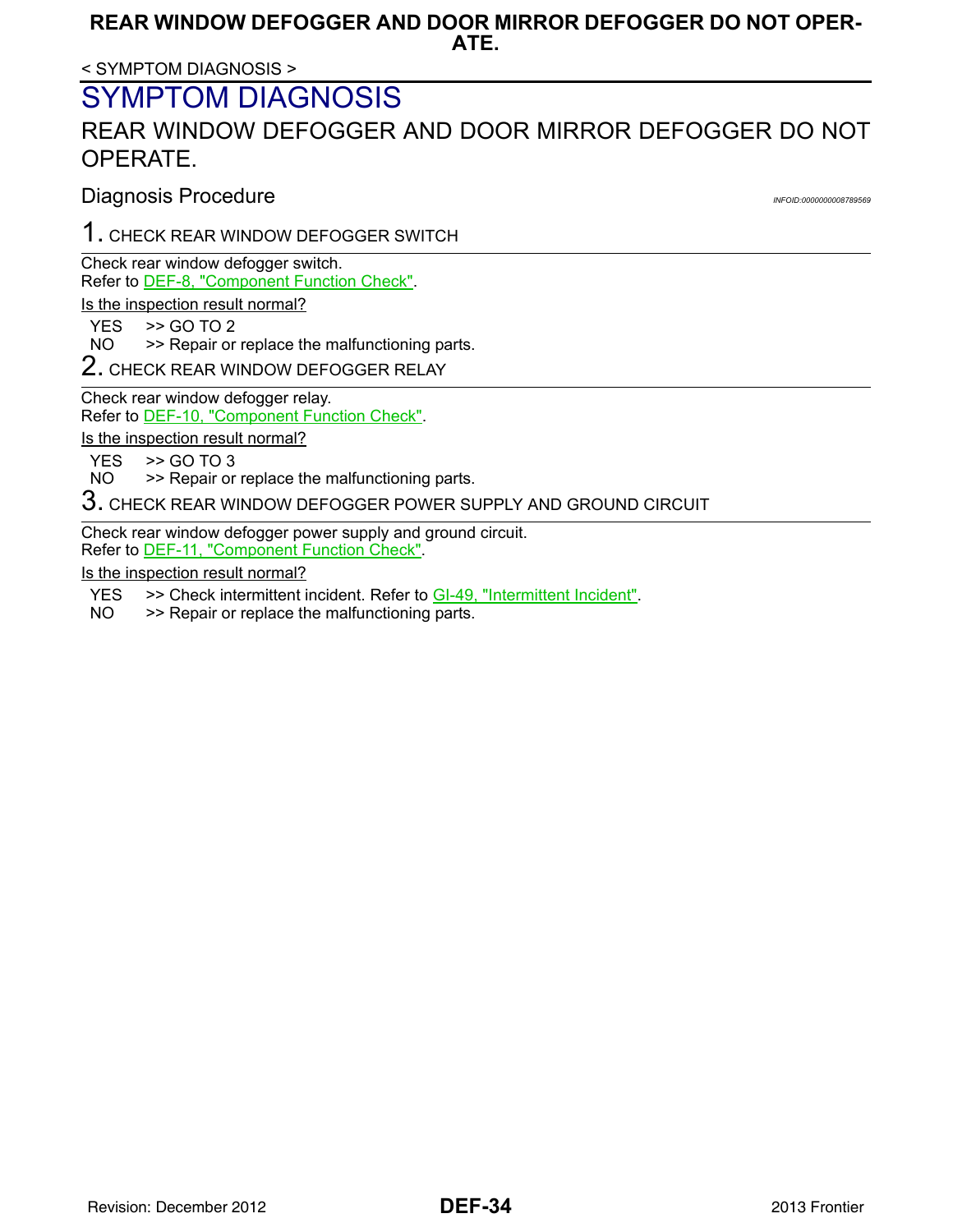< SYMPTOM DIAGNOSIS >

# SYMPTOM DIAGNOSIS

## REAR WINDOW DEFOGGER AND DOOR MIRROR DEFOGGER DO NOT OPERATE.

### Diagnosis Procedure

INFOID:0000000008789569

#### 1. CHECK REAR WINDOW DEFOGGER SWITCH

Check rear window defogger switch.
Refer to DEF-8, "Component Function Check".

Is the inspection result normal?

YES >> GO TO 2
NO >> Repair or replace the malfunctioning parts.

#### 2. CHECK REAR WINDOW DEFOGGER RELAY

Check rear window defogger relay.
Refer to DEF-10, "Component Function Check".

Is the inspection result normal?

YES >> GO TO 3
NO >> Repair or replace the malfunctioning parts.

#### 3. CHECK REAR WINDOW DEFOGGER POWER SUPPLY AND GROUND CIRCUIT

Check rear window defogger power supply and ground circuit.
Refer to DEF-11, "Component Function Check".

Is the inspection result normal?

YES >> Check intermittent incident. Refer to GI-49, "Intermittent Incident".
NO >> Repair or replace the malfunctioning parts.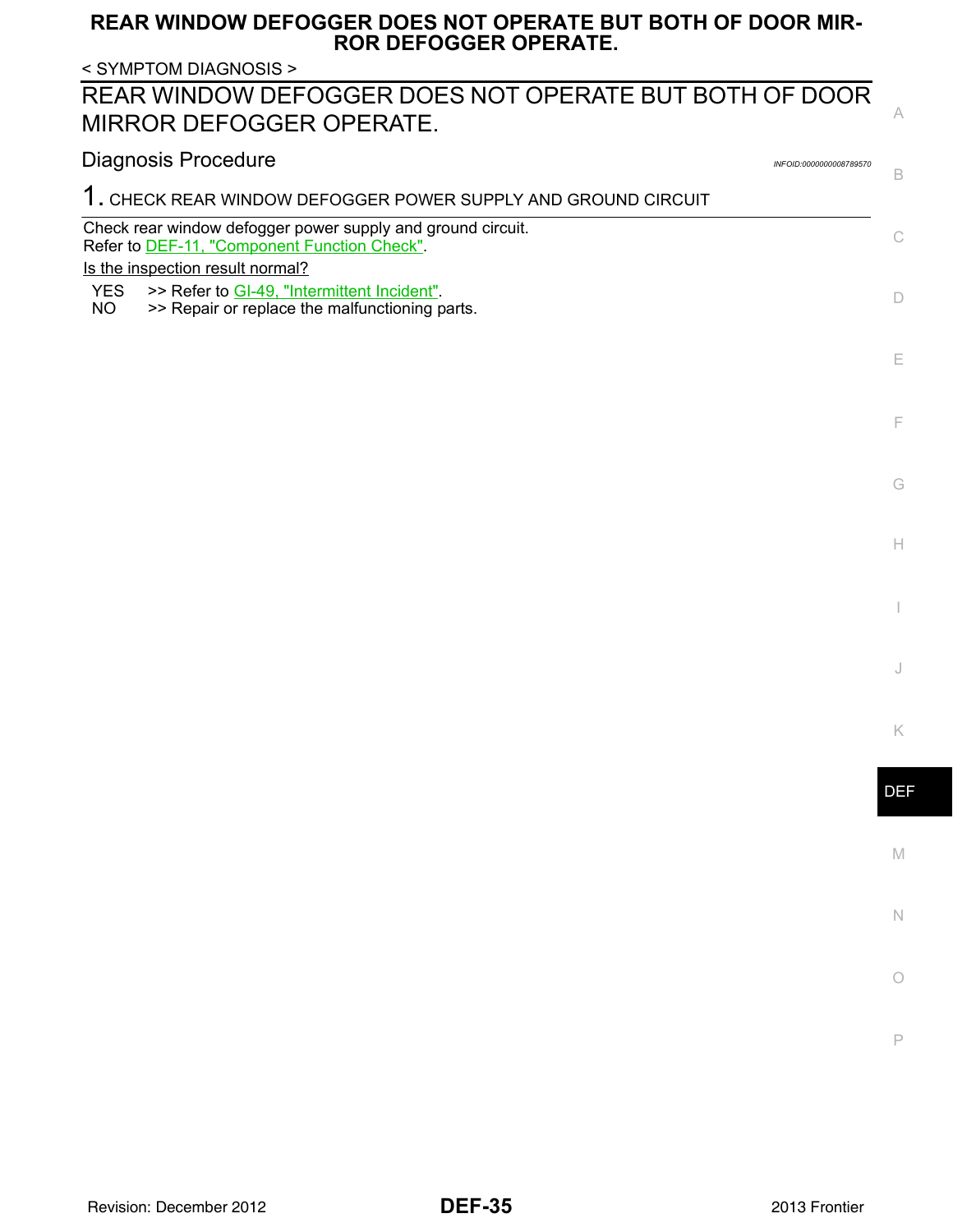# REAR WINDOW DEFOGGER DOES NOT OPERATE BUT BOTH OF DOOR MIRROR DEFOGGER OPERATE.

## Diagnosis Procedure

*INFOID:0000000008789570*

### 1. CHECK REAR WINDOW DEFOGGER POWER SUPPLY AND GROUND CIRCUIT

Check rear window defogger power supply and ground circuit.
Refer to DEF-11, "Component Function Check".

Is the inspection result normal?

YES >> Refer to GI-49, "Intermittent Incident".
NO >> Repair or replace the malfunctioning parts.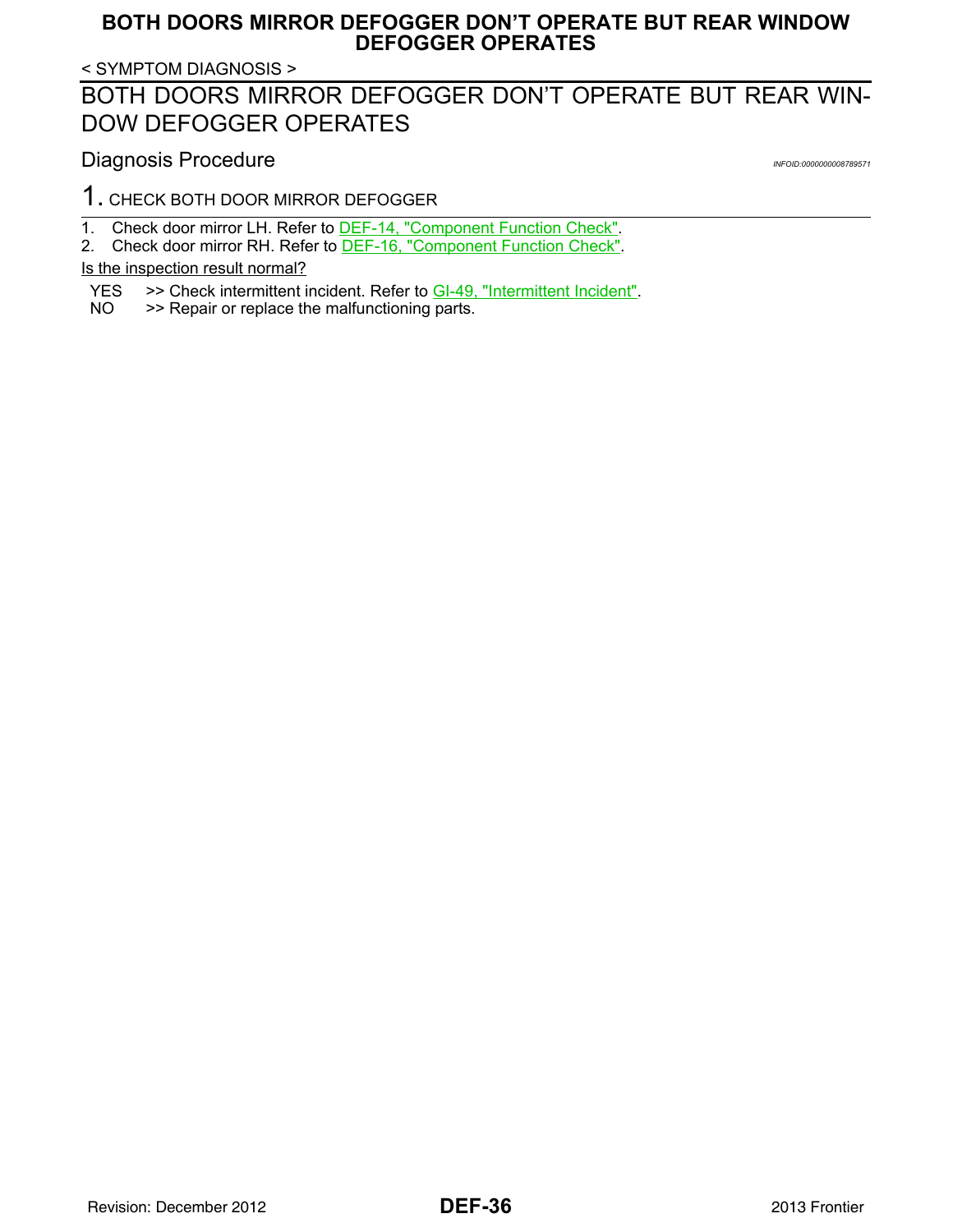# BOTH DOORS MIRROR DEFOGGER DON'T OPERATE BUT REAR WINDOW DEFOGGER OPERATES

## Diagnosis Procedure

INFOID:0000000008789571

### 1. CHECK BOTH DOOR MIRROR DEFOGGER

1. Check door mirror LH. Refer to DEF-14, "Component Function Check".
2. Check door mirror RH. Refer to DEF-16, "Component Function Check".

Is the inspection result normal?

YES >> Check intermittent incident. Refer to GI-49, "Intermittent Incident".
NO >> Repair or replace the malfunctioning parts.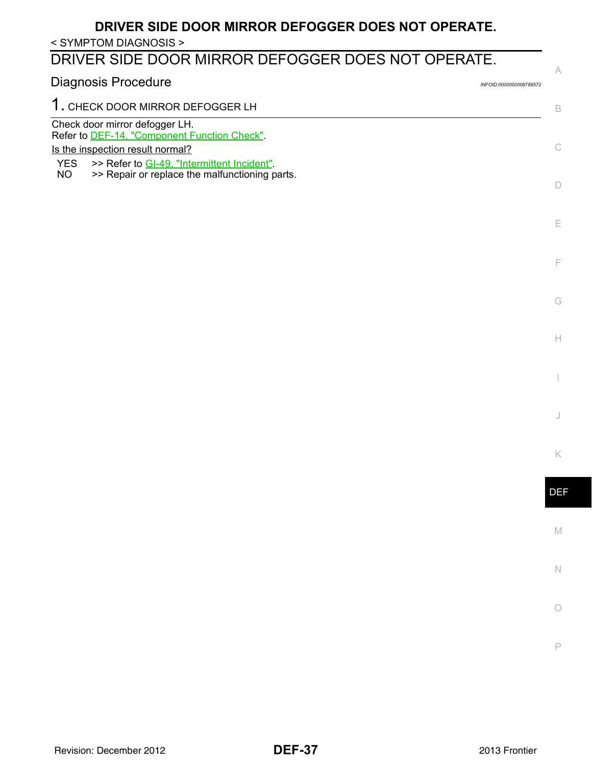< SYMPTOM DIAGNOSIS >

# DRIVER SIDE DOOR MIRROR DEFOGGER DOES NOT OPERATE.

## Diagnosis Procedure

*INFOID:0000000008789572*

### 1. CHECK DOOR MIRROR DEFOGGER LH

Check door mirror defogger LH.
Refer to DEF-14, "Component Function Check".

Is the inspection result normal?

YES >> Refer to GI-49, "Intermittent Incident".
NO >> Repair or replace the malfunctioning parts.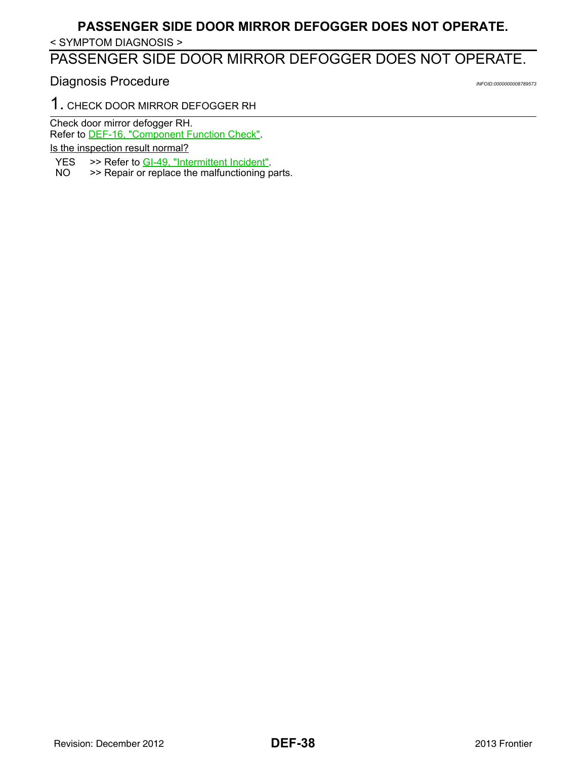# PASSENGER SIDE DOOR MIRROR DEFOGGER DOES NOT OPERATE.

## Diagnosis Procedure

INFOID:0000000008789573

### 1. CHECK DOOR MIRROR DEFOGGER RH

Check door mirror defogger RH.
Refer to DEF-16, "Component Function Check".

Is the inspection result normal?

YES >> Refer to GI-49, "Intermittent Incident".
NO >> Repair or replace the malfunctioning parts.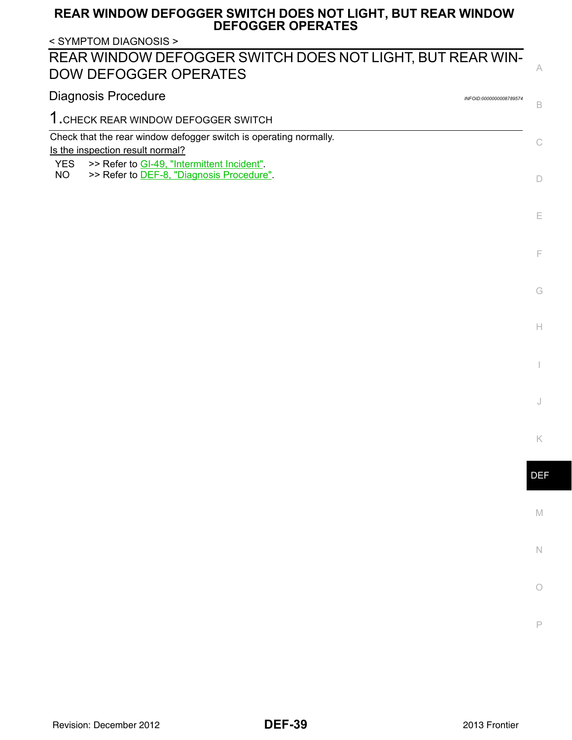# REAR WINDOW DEFOGGER SWITCH DOES NOT LIGHT, BUT REAR WINDOW DEFOGGER OPERATES

## Diagnosis Procedure

INFOID:0000000008789574

### 1. CHECK REAR WINDOW DEFOGGER SWITCH

Check that the rear window defogger switch is operating normally.

Is the inspection result normal?

YES >> Refer to GI-49, "Intermittent Incident".
NO >> Refer to DEF-8, "Diagnosis Procedure".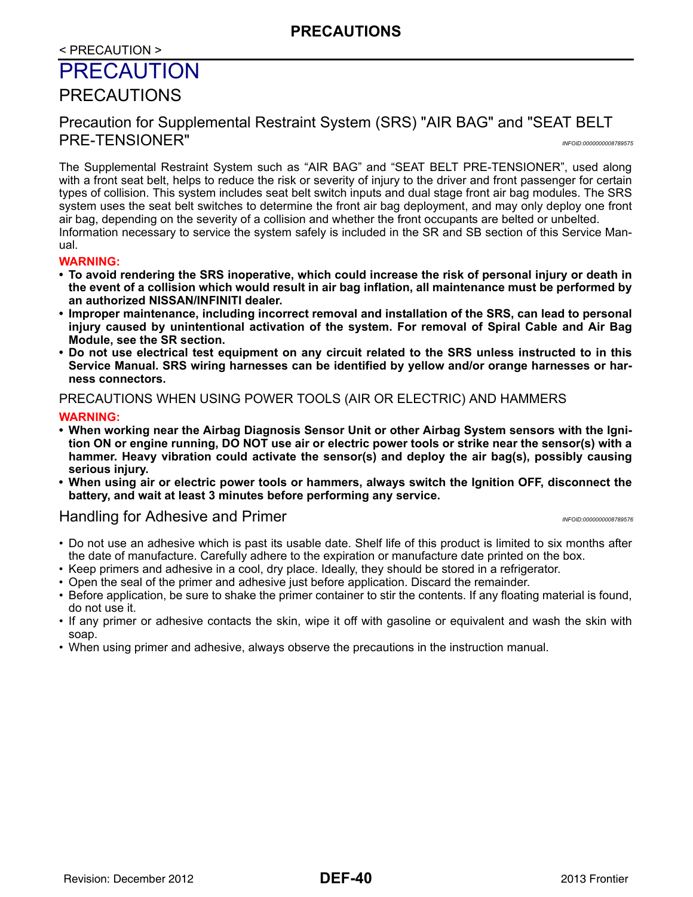< PRECAUTION >

# PRECAUTION

## PRECAUTIONS

### Precaution for Supplemental Restraint System (SRS) "AIR BAG" and "SEAT BELT PRE-TENSIONER"

INFOID:0000000008789575

The Supplemental Restraint System such as “AIR BAG” and “SEAT BELT PRE-TENSIONER”, used along with a front seat belt, helps to reduce the risk or severity of injury to the driver and front passenger for certain types of collision. This system includes seat belt switch inputs and dual stage front air bag modules. The SRS system uses the seat belt switches to determine the front air bag deployment, and may only deploy one front air bag, depending on the severity of a collision and whether the front occupants are belted or unbelted.
Information necessary to service the system safely is included in the SR and SB section of this Service Manual.

**WARNING:**

- **To avoid rendering the SRS inoperative, which could increase the risk of personal injury or death in the event of a collision which would result in air bag inflation, all maintenance must be performed by an authorized NISSAN/INFINITI dealer.**
- **Improper maintenance, including incorrect removal and installation of the SRS, can lead to personal injury caused by unintentional activation of the system. For removal of Spiral Cable and Air Bag Module, see the SR section.**
- **Do not use electrical test equipment on any circuit related to the SRS unless instructed to in this Service Manual. SRS wiring harnesses can be identified by yellow and/or orange harnesses or harness connectors.**

PRECAUTIONS WHEN USING POWER TOOLS (AIR OR ELECTRIC) AND HAMMERS

**WARNING:**

- **When working near the Airbag Diagnosis Sensor Unit or other Airbag System sensors with the Ignition ON or engine running, DO NOT use air or electric power tools or strike near the sensor(s) with a hammer. Heavy vibration could activate the sensor(s) and deploy the air bag(s), possibly causing serious injury.**
- **When using air or electric power tools or hammers, always switch the Ignition OFF, disconnect the battery, and wait at least 3 minutes before performing any service.**

### Handling for Adhesive and Primer

INFOID:0000000008789576

- Do not use an adhesive which is past its usable date. Shelf life of this product is limited to six months after the date of manufacture. Carefully adhere to the expiration or manufacture date printed on the box.
- Keep primers and adhesive in a cool, dry place. Ideally, they should be stored in a refrigerator.
- Open the seal of the primer and adhesive just before application. Discard the remainder.
- Before application, be sure to shake the primer container to stir the contents. If any floating material is found, do not use it.
- If any primer or adhesive contacts the skin, wipe it off with gasoline or equivalent and wash the skin with soap.
- When using primer and adhesive, always observe the precautions in the instruction manual.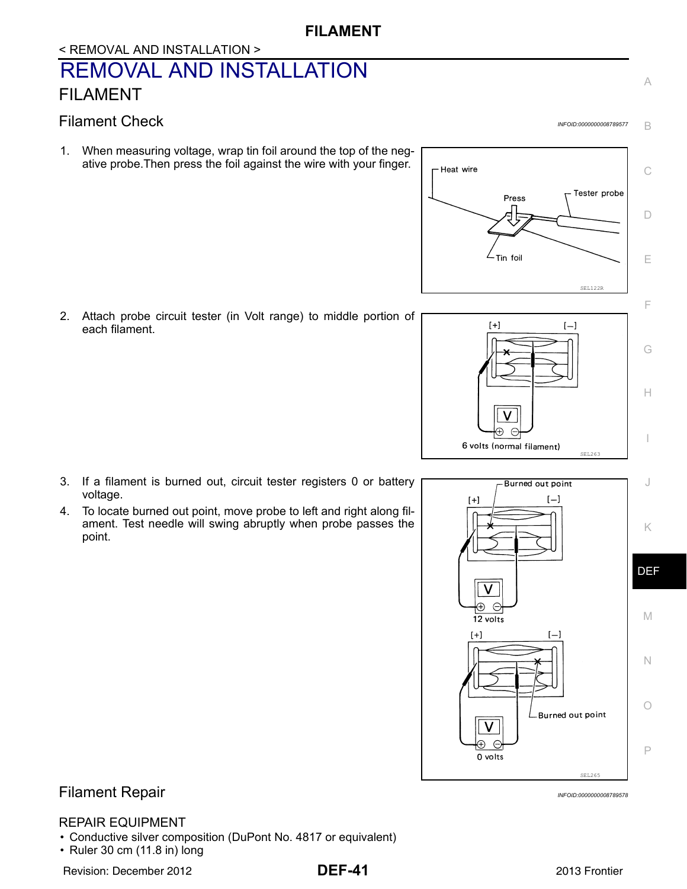# REMOVAL AND INSTALLATION

## FILAMENT

### Filament Check

INFOID:0000000008789577

1. When measuring voltage, wrap tin foil around the top of the negative probe.Then press the foil against the wire with your finger.
2. Attach probe circuit tester (in Volt range) to middle portion of each filament.
3. If a filament is burned out, circuit tester registers 0 or battery voltage.
4. To locate burned out point, move probe to left and right along filament. Test needle will swing abruptly when probe passes the point.

### Filament Repair

INFOID:0000000008789578

REPAIR EQUIPMENT

- Conductive silver composition (DuPont No. 4817 or equivalent)
- Ruler 30 cm (11.8 in) long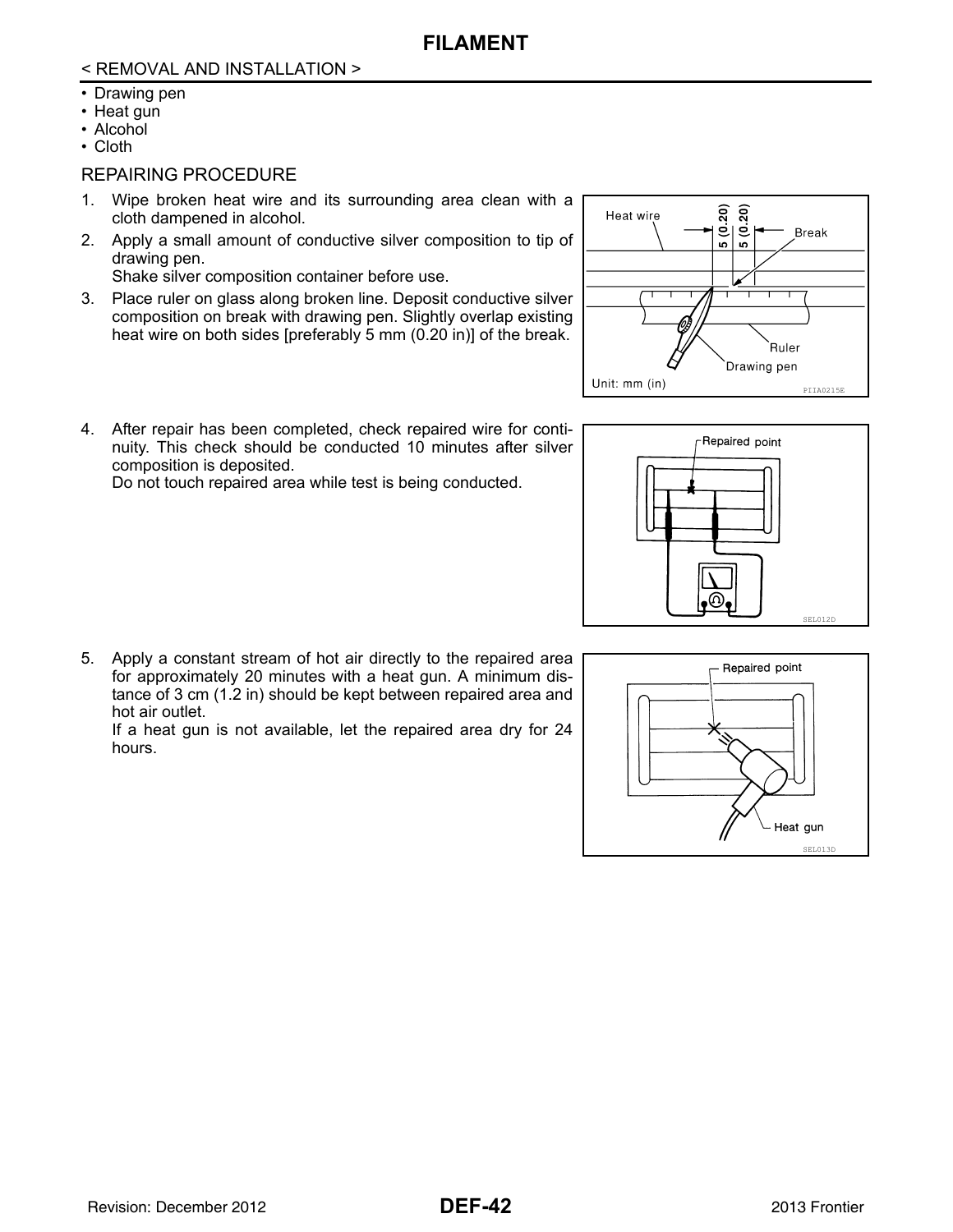- Drawing pen
- Heat gun
- Alcohol
- Cloth

## REPAIRING PROCEDURE

1. Wipe broken heat wire and its surrounding area clean with a cloth dampened in alcohol.
2. Apply a small amount of conductive silver composition to tip of drawing pen.
   Shake silver composition container before use.
3. Place ruler on glass along broken line. Deposit conductive silver composition on break with drawing pen. Slightly overlap existing heat wire on both sides [preferably 5 mm (0.20 in)] of the break.

Heat wire
5 (0.20)
5 (0.20)
Break
Ruler
Drawing pen
Unit: mm (in)
PIIA0215E

4. After repair has been completed, check repaired wire for continuity. This check should be conducted 10 minutes after silver composition is deposited.
   Do not touch repaired area while test is being conducted.

Repaired point
SEL012D

5. Apply a constant stream of hot air directly to the repaired area for approximately 20 minutes with a heat gun. A minimum distance of 3 cm (1.2 in) should be kept between repaired area and hot air outlet.
   If a heat gun is not available, let the repaired area dry for 24 hours.

Repaired point
Heat gun
SEL013D